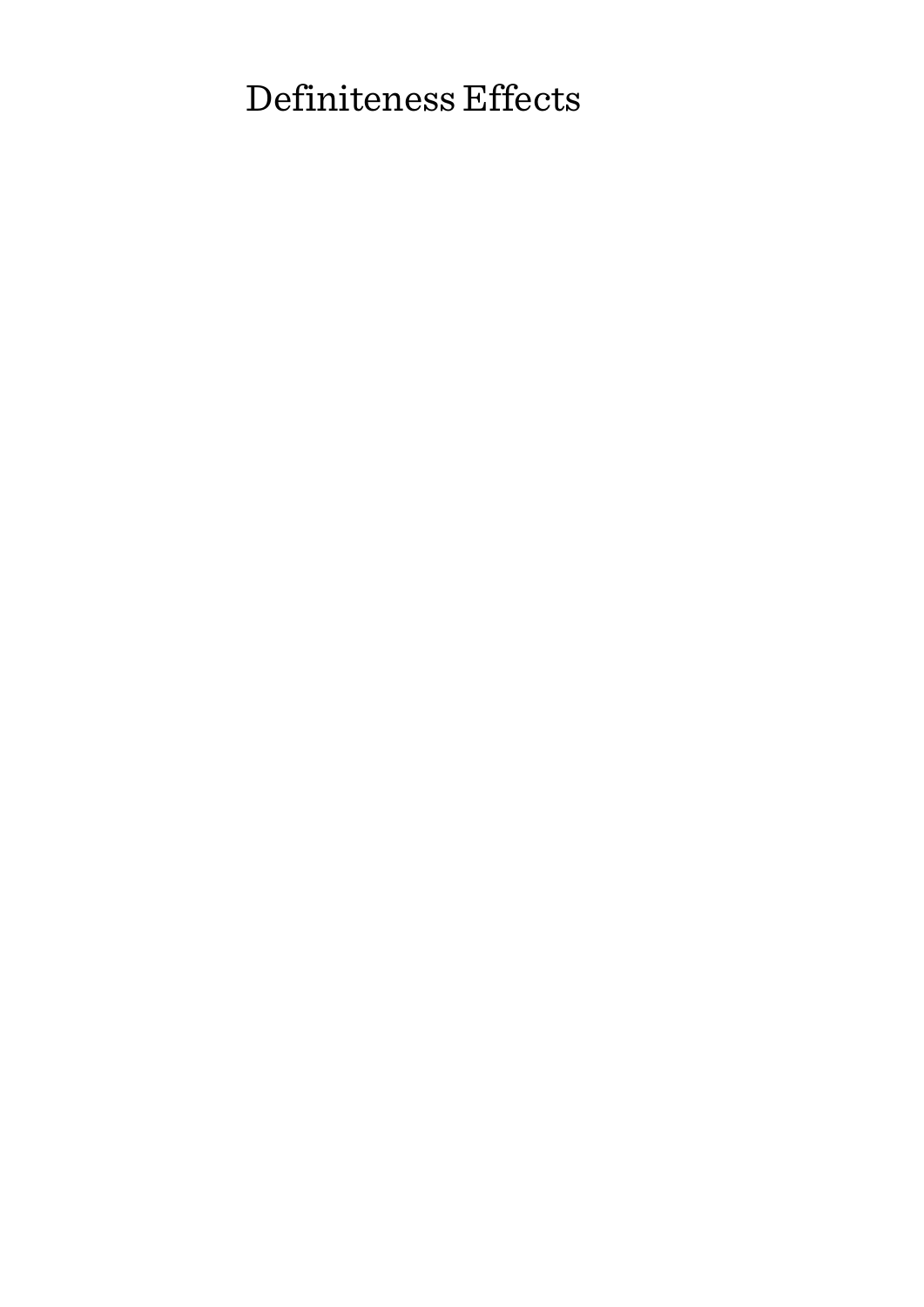# Definiteness Effects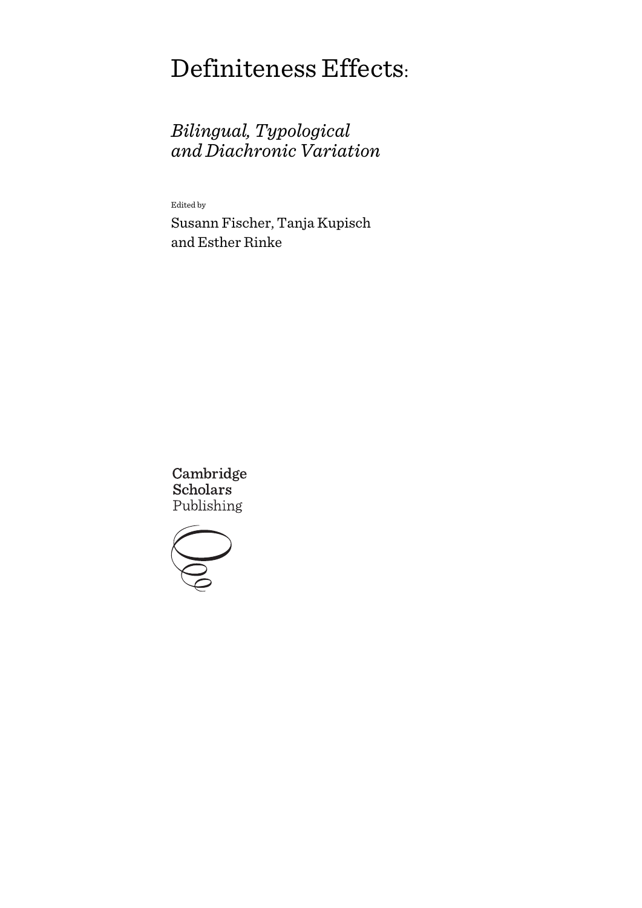# Definiteness Effects:

## *Bilingual, Typological and Diachronic Variation*

Edited by

Susann Fischer, Tanja Kupisch and Esther Rinke

Cambridge Scholars Publishing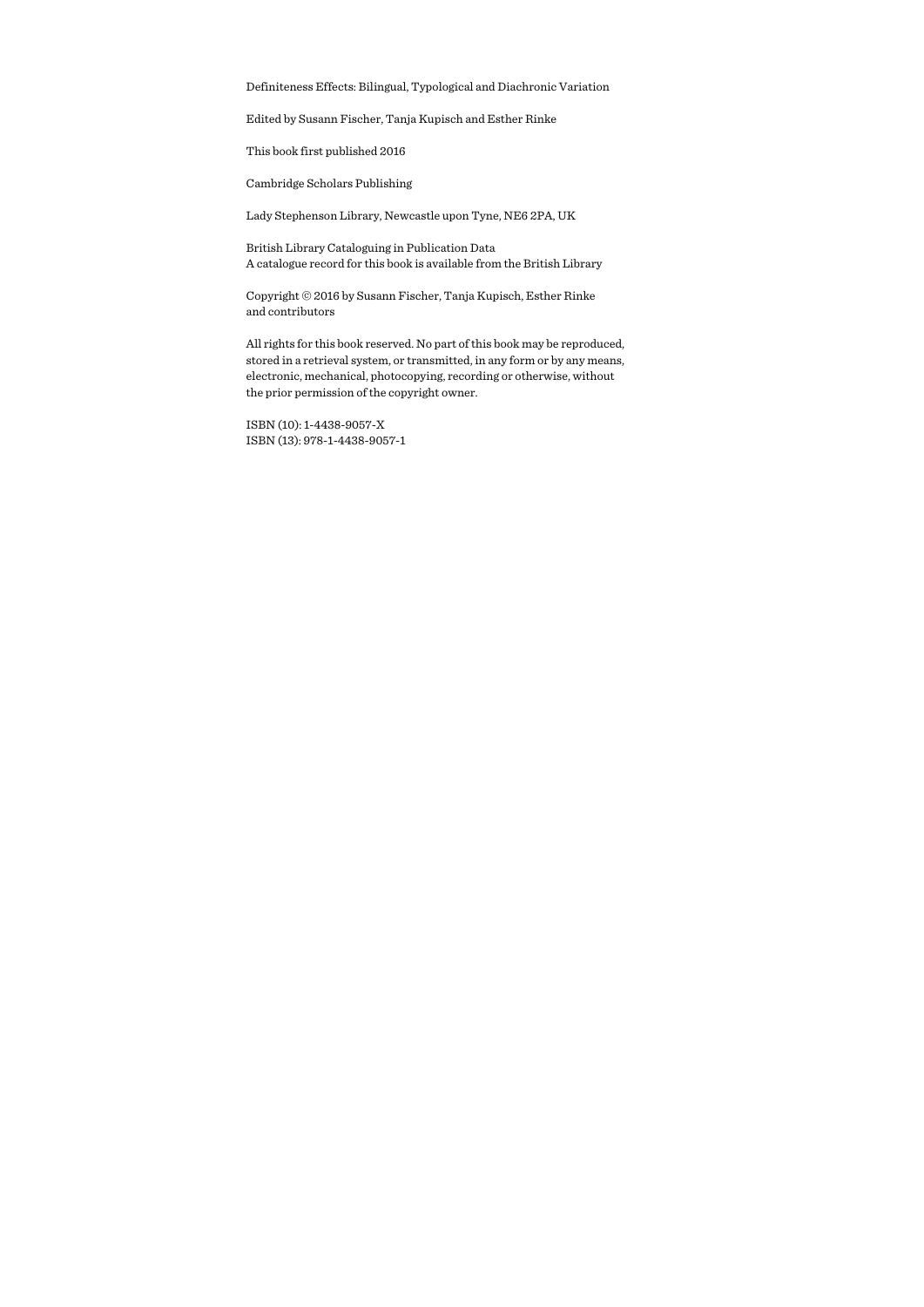Definiteness Effects: Bilingual, Typological and Diachronic Variation

Edited by Susann Fischer, Tanja Kupisch and Esther Rinke

This book first published 2016

Cambridge Scholars Publishing

Lady Stephenson Library, Newcastle upon Tyne, NE6 2PA, UK

British Library Cataloguing in Publication Data
A catalogue record for this book is available from the British Library

Copyright © 2016 by Susann Fischer, Tanja Kupisch, Esther Rinke and contributors

All rights for this book reserved. No part of this book may be reproduced, stored in a retrieval system, or transmitted, in any form or by any means, electronic, mechanical, photocopying, recording or otherwise, without the prior permission of the copyright owner.

ISBN (10): 1-4438-9057-X
ISBN (13): 978-1-4438-9057-1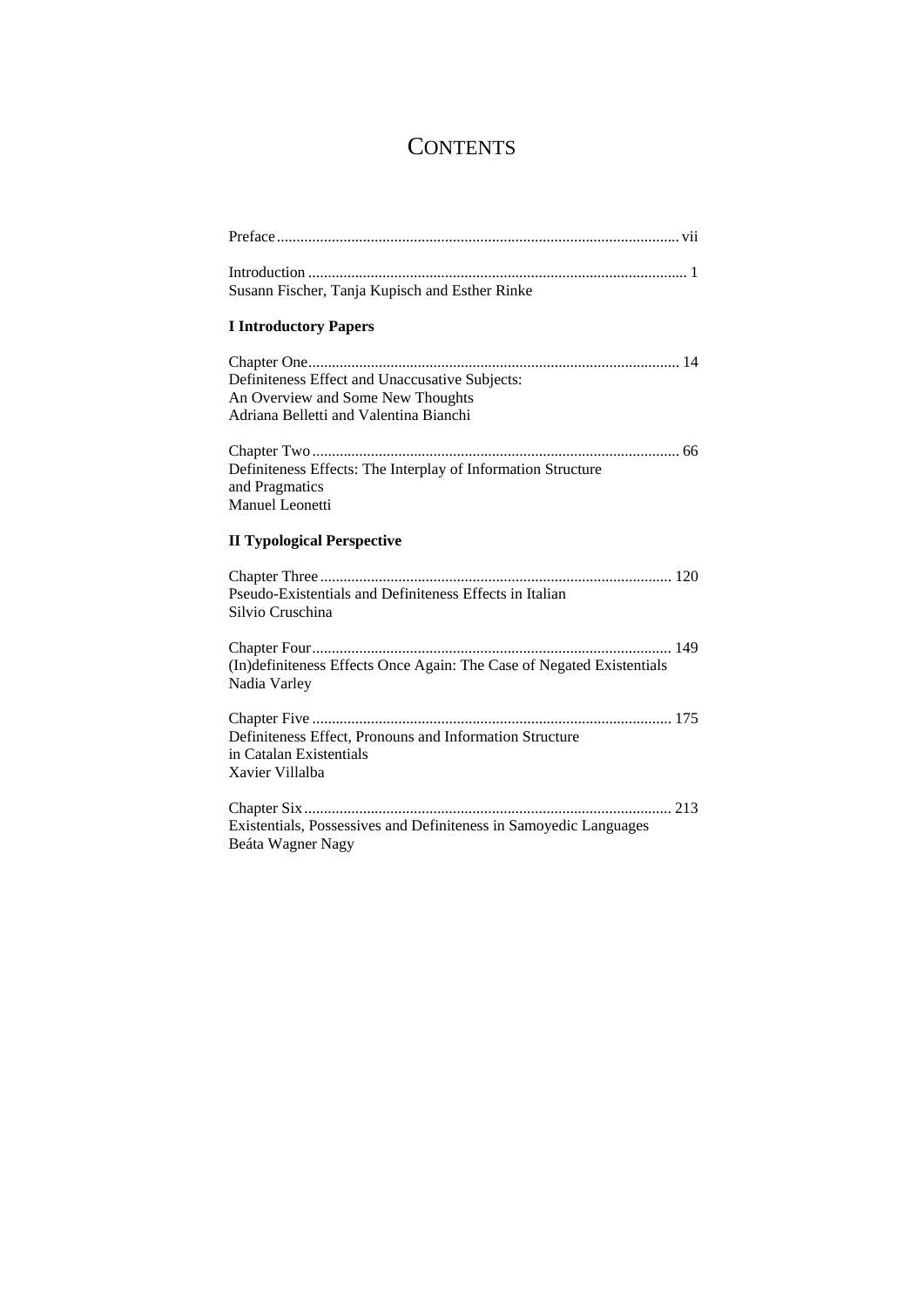# CONTENTS

Preface ...................................................................................................... vii

Introduction ................................................................................................ 1
Susann Fischer, Tanja Kupisch and Esther Rinke

**I Introductory Papers**

Chapter One .............................................................................................. 14
Definiteness Effect and Unaccusative Subjects:
An Overview and Some New Thoughts
Adriana Belletti and Valentina Bianchi

Chapter Two ............................................................................................. 66
Definiteness Effects: The Interplay of Information Structure
and Pragmatics
Manuel Leonetti

**II Typological Perspective**

Chapter Three ......................................................................................... 120
Pseudo-Existentials and Definiteness Effects in Italian
Silvio Cruschina

Chapter Four ........................................................................................... 149
(In)definiteness Effects Once Again: The Case of Negated Existentials
Nadia Varley

Chapter Five ........................................................................................... 175
Definiteness Effect, Pronouns and Information Structure
in Catalan Existentials
Xavier Villalba

Chapter Six ............................................................................................. 213
Existentials, Possessives and Definiteness in Samoyedic Languages
Beáta Wagner Nagy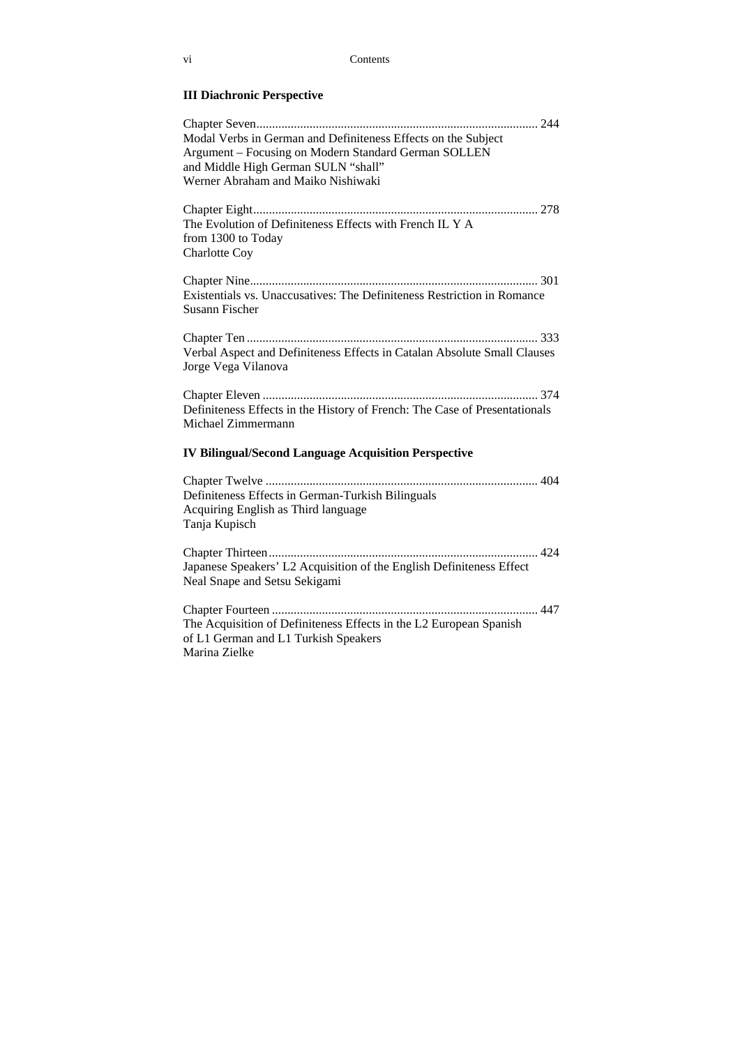### III Diachronic Perspective

Chapter Seven .......................................................................................... 244
Modal Verbs in German and Definiteness Effects on the Subject Argument – Focusing on Modern Standard German SOLLEN and Middle High German SULN "shall"
Werner Abraham and Maiko Nishiwaki

Chapter Eight .......................................................................................... 278
The Evolution of Definiteness Effects with French IL Y A from 1300 to Today
Charlotte Coy

Chapter Nine .......................................................................................... 301
Existentials vs. Unaccusatives: The Definiteness Restriction in Romance
Susann Fischer

Chapter Ten ............................................................................................ 333
Verbal Aspect and Definiteness Effects in Catalan Absolute Small Clauses
Jorge Vega Vilanova

Chapter Eleven ....................................................................................... 374
Definiteness Effects in the History of French: The Case of Presentationals
Michael Zimmermann

### IV Bilingual/Second Language Acquisition Perspective

Chapter Twelve ...................................................................................... 404
Definiteness Effects in German-Turkish Bilinguals Acquiring English as Third language
Tanja Kupisch

Chapter Thirteen ..................................................................................... 424
Japanese Speakers' L2 Acquisition of the English Definiteness Effect
Neal Snape and Setsu Sekigami

Chapter Fourteen .................................................................................... 447
The Acquisition of Definiteness Effects in the L2 European Spanish of L1 German and L1 Turkish Speakers
Marina Zielke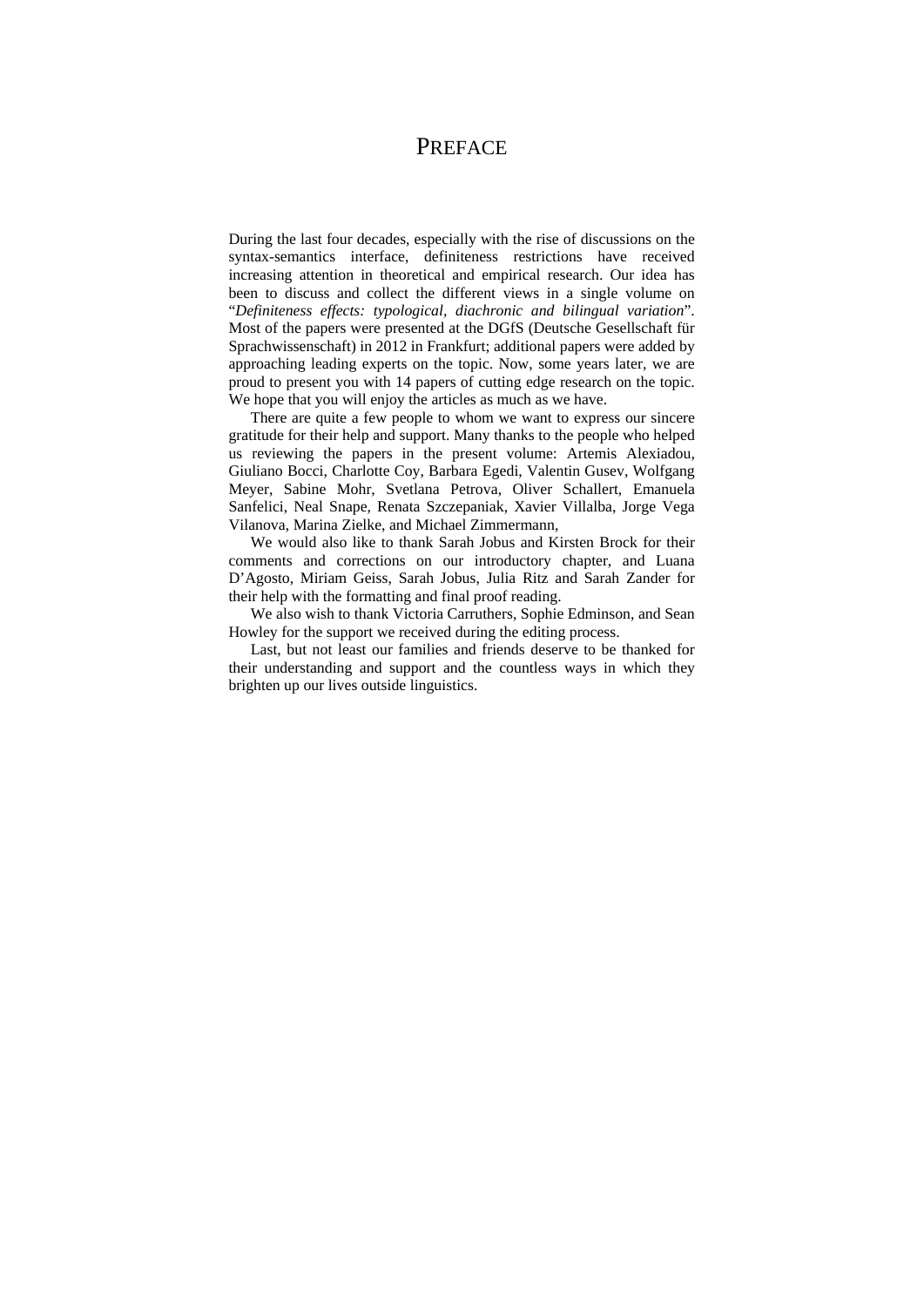# PREFACE

During the last four decades, especially with the rise of discussions on the syntax-semantics interface, definiteness restrictions have received increasing attention in theoretical and empirical research. Our idea has been to discuss and collect the different views in a single volume on "*Definiteness effects: typological, diachronic and bilingual variation*". Most of the papers were presented at the DGfS (Deutsche Gesellschaft für Sprachwissenschaft) in 2012 in Frankfurt; additional papers were added by approaching leading experts on the topic. Now, some years later, we are proud to present you with 14 papers of cutting edge research on the topic. We hope that you will enjoy the articles as much as we have.

There are quite a few people to whom we want to express our sincere gratitude for their help and support. Many thanks to the people who helped us reviewing the papers in the present volume: Artemis Alexiadou, Giuliano Bocci, Charlotte Coy, Barbara Egedi, Valentin Gusev, Wolfgang Meyer, Sabine Mohr, Svetlana Petrova, Oliver Schallert, Emanuela Sanfelici, Neal Snape, Renata Szczepaniak, Xavier Villalba, Jorge Vega Vilanova, Marina Zielke, and Michael Zimmermann,

We would also like to thank Sarah Jobus and Kirsten Brock for their comments and corrections on our introductory chapter, and Luana D'Agosto, Miriam Geiss, Sarah Jobus, Julia Ritz and Sarah Zander for their help with the formatting and final proof reading.

We also wish to thank Victoria Carruthers, Sophie Edminson, and Sean Howley for the support we received during the editing process.

Last, but not least our families and friends deserve to be thanked for their understanding and support and the countless ways in which they brighten up our lives outside linguistics.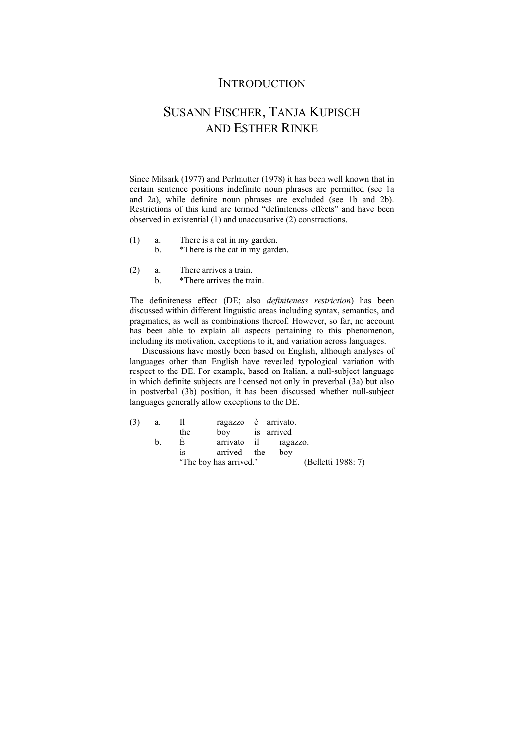# INTRODUCTION

## SUSANN FISCHER, TANJA KUPISCH AND ESTHER RINKE

Since Milsark (1977) and Perlmutter (1978) it has been well known that in certain sentence positions indefinite noun phrases are permitted (see 1a and 2a), while definite noun phrases are excluded (see 1b and 2b). Restrictions of this kind are termed "definiteness effects" and have been observed in existential (1) and unaccusative (2) constructions.

(1) a. There is a cat in my garden.
    b. *There is the cat in my garden.

(2) a. There arrives a train.
    b. *There arrives the train.

The definiteness effect (DE; also *definiteness restriction*) has been discussed within different linguistic areas including syntax, semantics, and pragmatics, as well as combinations thereof. However, so far, no account has been able to explain all aspects pertaining to this phenomenon, including its motivation, exceptions to it, and variation across languages.

Discussions have mostly been based on English, although analyses of languages other than English have revealed typological variation with respect to the DE. For example, based on Italian, a null-subject language in which definite subjects are licensed not only in preverbal (3a) but also in postverbal (3b) position, it has been discussed whether null-subject languages generally allow exceptions to the DE.

(3) a. Il ragazzo è arrivato.
       the boy is arrived
    b. È arrivato il ragazzo.
       is arrived the boy
       'The boy has arrived.' (Belletti 1988: 7)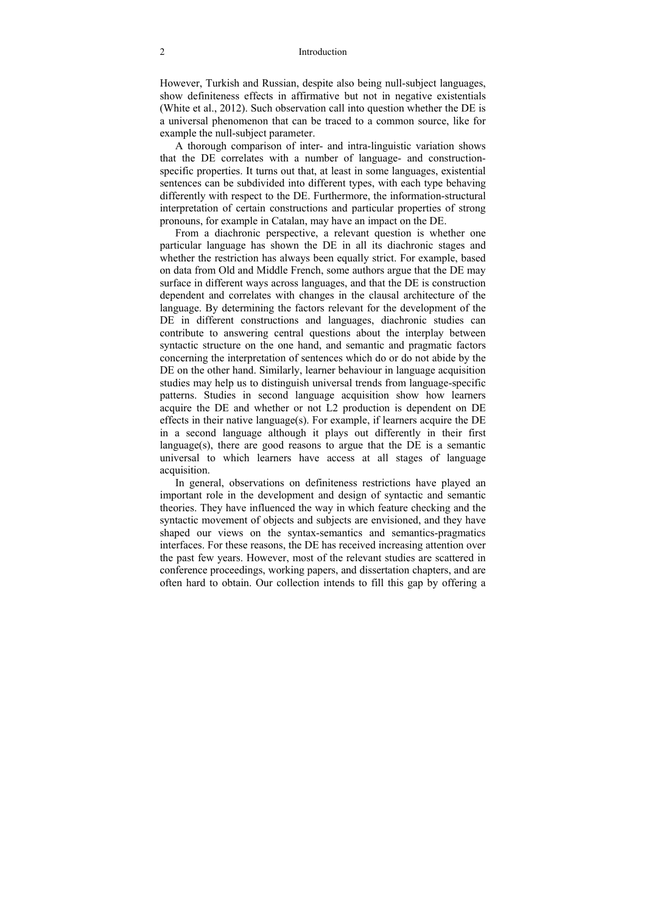However, Turkish and Russian, despite also being null-subject languages, show definiteness effects in affirmative but not in negative existentials (White et al., 2012). Such observation call into question whether the DE is a universal phenomenon that can be traced to a common source, like for example the null-subject parameter.

A thorough comparison of inter- and intra-linguistic variation shows that the DE correlates with a number of language- and construction-specific properties. It turns out that, at least in some languages, existential sentences can be subdivided into different types, with each type behaving differently with respect to the DE. Furthermore, the information-structural interpretation of certain constructions and particular properties of strong pronouns, for example in Catalan, may have an impact on the DE.

From a diachronic perspective, a relevant question is whether one particular language has shown the DE in all its diachronic stages and whether the restriction has always been equally strict. For example, based on data from Old and Middle French, some authors argue that the DE may surface in different ways across languages, and that the DE is construction dependent and correlates with changes in the clausal architecture of the language. By determining the factors relevant for the development of the DE in different constructions and languages, diachronic studies can contribute to answering central questions about the interplay between syntactic structure on the one hand, and semantic and pragmatic factors concerning the interpretation of sentences which do or do not abide by the DE on the other hand. Similarly, learner behaviour in language acquisition studies may help us to distinguish universal trends from language-specific patterns. Studies in second language acquisition show how learners acquire the DE and whether or not L2 production is dependent on DE effects in their native language(s). For example, if learners acquire the DE in a second language although it plays out differently in their first language(s), there are good reasons to argue that the DE is a semantic universal to which learners have access at all stages of language acquisition.

In general, observations on definiteness restrictions have played an important role in the development and design of syntactic and semantic theories. They have influenced the way in which feature checking and the syntactic movement of objects and subjects are envisioned, and they have shaped our views on the syntax-semantics and semantics-pragmatics interfaces. For these reasons, the DE has received increasing attention over the past few years. However, most of the relevant studies are scattered in conference proceedings, working papers, and dissertation chapters, and are often hard to obtain. Our collection intends to fill this gap by offering a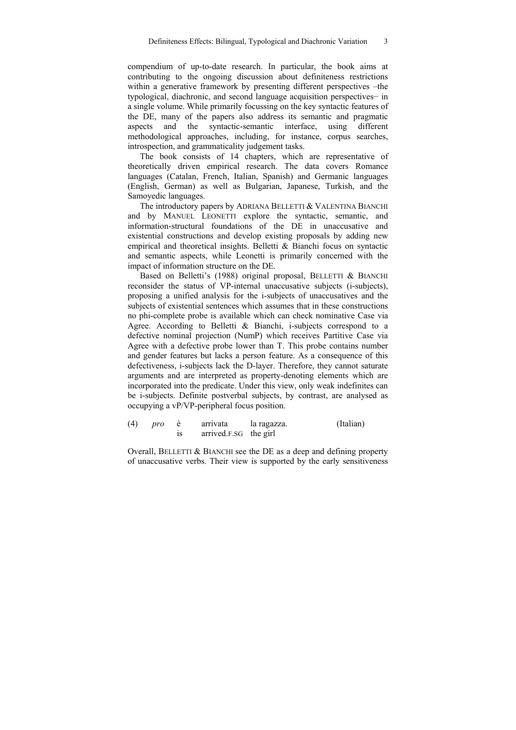compendium of up-to-date research. In particular, the book aims at contributing to the ongoing discussion about definiteness restrictions within a generative framework by presenting different perspectives –the typological, diachronic, and second language acquisition perspectives− in a single volume. While primarily focussing on the key syntactic features of the DE, many of the papers also address its semantic and pragmatic aspects and the syntactic-semantic interface, using different methodological approaches, including, for instance, corpus searches, introspection, and grammaticality judgement tasks.

The book consists of 14 chapters, which are representative of theoretically driven empirical research. The data covers Romance languages (Catalan, French, Italian, Spanish) and Germanic languages (English, German) as well as Bulgarian, Japanese, Turkish, and the Samoyedic languages.

The introductory papers by ADRIANA BELLETTI & VALENTINA BIANCHI and by MANUEL LEONETTI explore the syntactic, semantic, and information-structural foundations of the DE in unaccusative and existential constructions and develop existing proposals by adding new empirical and theoretical insights. Belletti & Bianchi focus on syntactic and semantic aspects, while Leonetti is primarily concerned with the impact of information structure on the DE.

Based on Belletti's (1988) original proposal, BELLETTI & BIANCHI reconsider the status of VP-internal unaccusative subjects (i-subjects), proposing a unified analysis for the i-subjects of unaccusatives and the subjects of existential sentences which assumes that in these constructions no phi-complete probe is available which can check nominative Case via Agree. According to Belletti & Bianchi, i-subjects correspond to a defective nominal projection (NumP) which receives Partitive Case via Agree with a defective probe lower than T. This probe contains number and gender features but lacks a person feature. As a consequence of this defectiveness, i-subjects lack the D-layer. Therefore, they cannot saturate arguments and are interpreted as property-denoting elements which are incorporated into the predicate. Under this view, only weak indefinites can be i-subjects. Definite postverbal subjects, by contrast, are analysed as occupying a vP/VP-peripheral focus position.

(4) *pro* è arrivata la ragazza. (Italian)
    is arrived.F.SG the girl

Overall, BELLETTI & BIANCHI see the DE as a deep and defining property of unaccusative verbs. Their view is supported by the early sensitiveness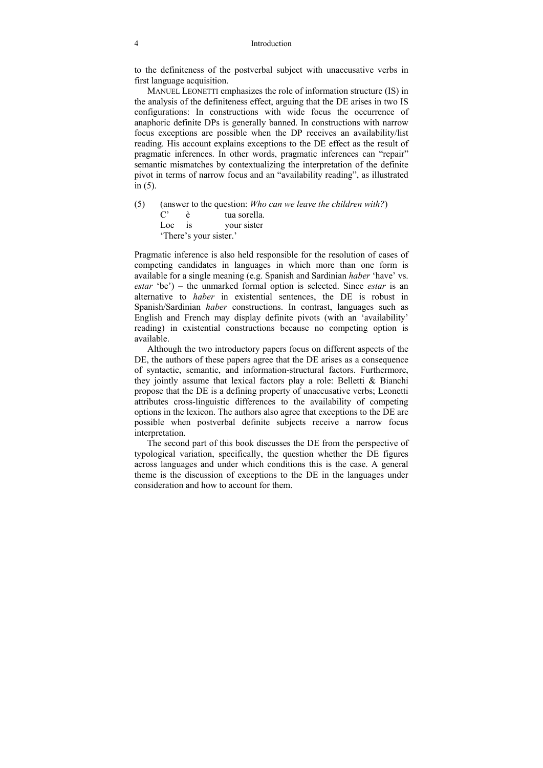to the definiteness of the postverbal subject with unaccusative verbs in first language acquisition.

MANUEL LEONETTI emphasizes the role of information structure (IS) in the analysis of the definiteness effect, arguing that the DE arises in two IS configurations: In constructions with wide focus the occurrence of anaphoric definite DPs is generally banned. In constructions with narrow focus exceptions are possible when the DP receives an availability/list reading. His account explains exceptions to the DE effect as the result of pragmatic inferences. In other words, pragmatic inferences can "repair" semantic mismatches by contextualizing the interpretation of the definite pivot in terms of narrow focus and an "availability reading", as illustrated in (5).

(5) (answer to the question: *Who can we leave the children with?*)
C' è tua sorella.
Loc is your sister
'There's your sister.'

Pragmatic inference is also held responsible for the resolution of cases of competing candidates in languages in which more than one form is available for a single meaning (e.g. Spanish and Sardinian *haber* 'have' vs. *estar* 'be') – the unmarked formal option is selected. Since *estar* is an alternative to *haber* in existential sentences, the DE is robust in Spanish/Sardinian *haber* constructions. In contrast, languages such as English and French may display definite pivots (with an 'availability' reading) in existential constructions because no competing option is available.

Although the two introductory papers focus on different aspects of the DE, the authors of these papers agree that the DE arises as a consequence of syntactic, semantic, and information-structural factors. Furthermore, they jointly assume that lexical factors play a role: Belletti & Bianchi propose that the DE is a defining property of unaccusative verbs; Leonetti attributes cross-linguistic differences to the availability of competing options in the lexicon. The authors also agree that exceptions to the DE are possible when postverbal definite subjects receive a narrow focus interpretation.

The second part of this book discusses the DE from the perspective of typological variation, specifically, the question whether the DE figures across languages and under which conditions this is the case. A general theme is the discussion of exceptions to the DE in the languages under consideration and how to account for them.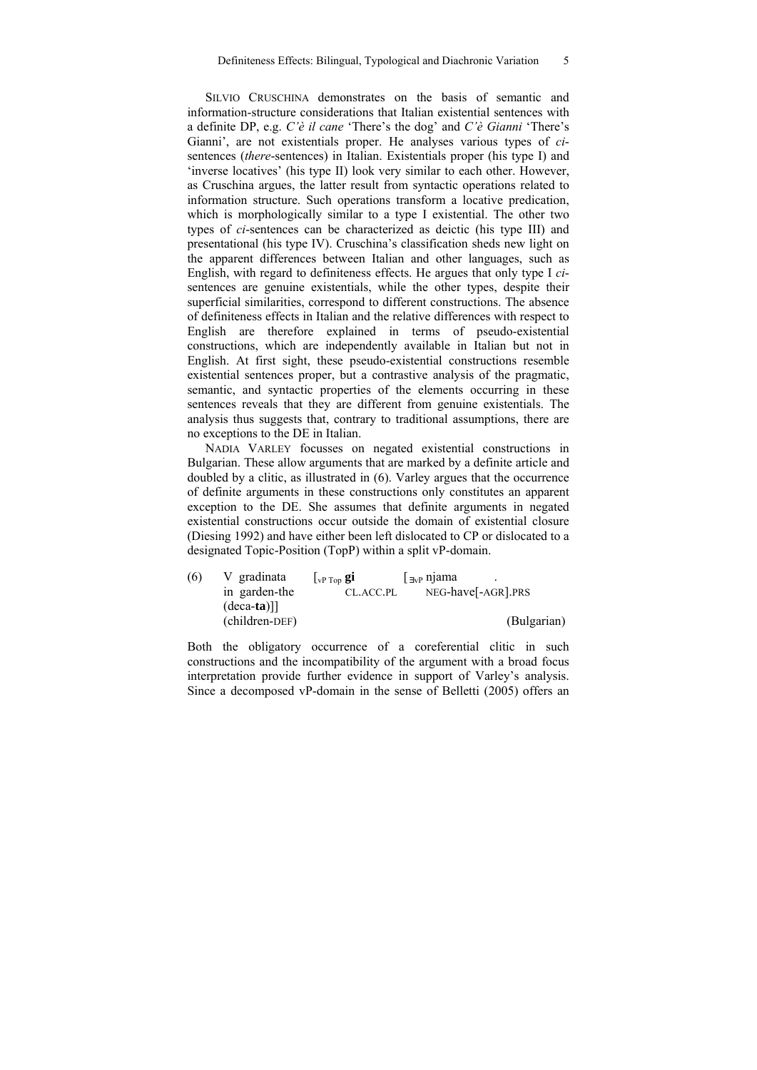SILVIO CRUSCHINA demonstrates on the basis of semantic and information-structure considerations that Italian existential sentences with a definite DP, e.g. *C'è il cane* 'There's the dog' and *C'è Gianni* 'There's Gianni', are not existentials proper. He analyses various types of *ci*-sentences (*there*-sentences) in Italian. Existentials proper (his type I) and 'inverse locatives' (his type II) look very similar to each other. However, as Cruschina argues, the latter result from syntactic operations related to information structure. Such operations transform a locative predication, which is morphologically similar to a type I existential. The other two types of *ci*-sentences can be characterized as deictic (his type III) and presentational (his type IV). Cruschina's classification sheds new light on the apparent differences between Italian and other languages, such as English, with regard to definiteness effects. He argues that only type I *ci*-sentences are genuine existentials, while the other types, despite their superficial similarities, correspond to different constructions. The absence of definiteness effects in Italian and the relative differences with respect to English are therefore explained in terms of pseudo-existential constructions, which are independently available in Italian but not in English. At first sight, these pseudo-existential constructions resemble existential sentences proper, but a contrastive analysis of the pragmatic, semantic, and syntactic properties of the elements occurring in these sentences reveals that they are different from genuine existentials. The analysis thus suggests that, contrary to traditional assumptions, there are no exceptions to the DE in Italian.

NADIA VARLEY focusses on negated existential constructions in Bulgarian. These allow arguments that are marked by a definite article and doubled by a clitic, as illustrated in (6). Varley argues that the occurrence of definite arguments in these constructions only constitutes an apparent exception to the DE. She assumes that definite arguments in negated existential constructions occur outside the domain of existential closure (Diesing 1992) and have either been left dislocated to CP or dislocated to a designated Topic-Position (TopP) within a split vP-domain.

(6) V gradinata [$_{\text{vP Top}}$ **gi** [$_{\exists\text{vP}}$ njama .
 in garden-the CL.ACC.PL NEG-have[-AGR].PRS
 (deca-**ta**)]]
 (children-DEF) (Bulgarian)

Both the obligatory occurrence of a coreferential clitic in such constructions and the incompatibility of the argument with a broad focus interpretation provide further evidence in support of Varley's analysis. Since a decomposed vP-domain in the sense of Belletti (2005) offers an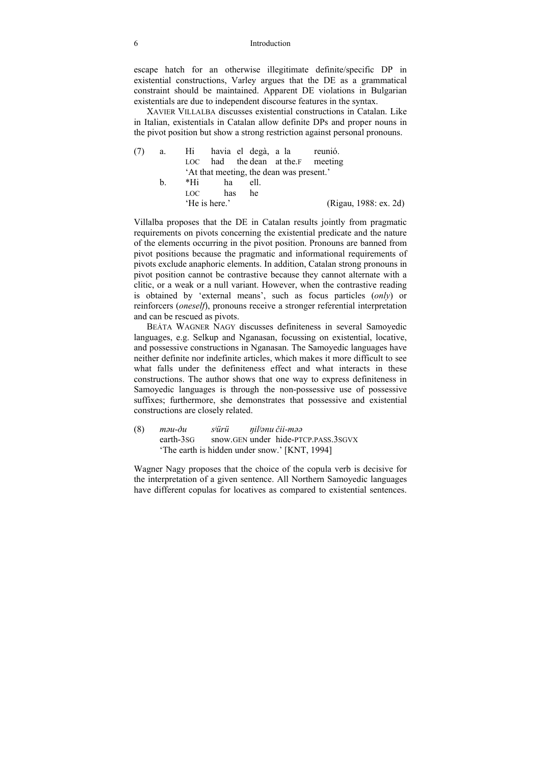escape hatch for an otherwise illegitimate definite/specific DP in existential constructions, Varley argues that the DE as a grammatical constraint should be maintained. Apparent DE violations in Bulgarian existentials are due to independent discourse features in the syntax.

XAVIER VILLALBA discusses existential constructions in Catalan. Like in Italian, existentials in Catalan allow definite DPs and proper nouns in the pivot position but show a strong restriction against personal pronouns.

(7) a. Hi havia el degà, a la reunió.
LOC had the dean at the.F meeting
'At that meeting, the dean was present.'

b. *Hi ha ell.
LOC has he
'He is here.' (Rigau, 1988: ex. 2d)

Villalba proposes that the DE in Catalan results jointly from pragmatic requirements on pivots concerning the existential predicate and the nature of the elements occurring in the pivot position. Pronouns are banned from pivot positions because the pragmatic and informational requirements of pivots exclude anaphoric elements. In addition, Catalan strong pronouns in pivot position cannot be contrastive because they cannot alternate with a clitic, or a weak or a null variant. However, when the contrastive reading is obtained by 'external means', such as focus particles (*only*) or reinforcers (*oneself*), pronouns receive a stronger referential interpretation and can be rescued as pivots.

BEÁTA WAGNER NAGY discusses definiteness in several Samoyedic languages, e.g. Selkup and Nganasan, focussing on existential, locative, and possessive constructions in Nganasan. The Samoyedic languages have neither definite nor indefinite articles, which makes it more difficult to see what falls under the definiteness effect and what interacts in these constructions. The author shows that one way to express definiteness in Samoyedic languages is through the non-possessive use of possessive suffixes; furthermore, she demonstrates that possessive and existential constructions are closely related.

(8) *məu-ðu sʲürü ŋilʲənu čii-məə*
earth-3SG snow.GEN under hide-PTCP.PASS.3SGVX
'The earth is hidden under snow.' [KNT, 1994]

Wagner Nagy proposes that the choice of the copula verb is decisive for the interpretation of a given sentence. All Northern Samoyedic languages have different copulas for locatives as compared to existential sentences.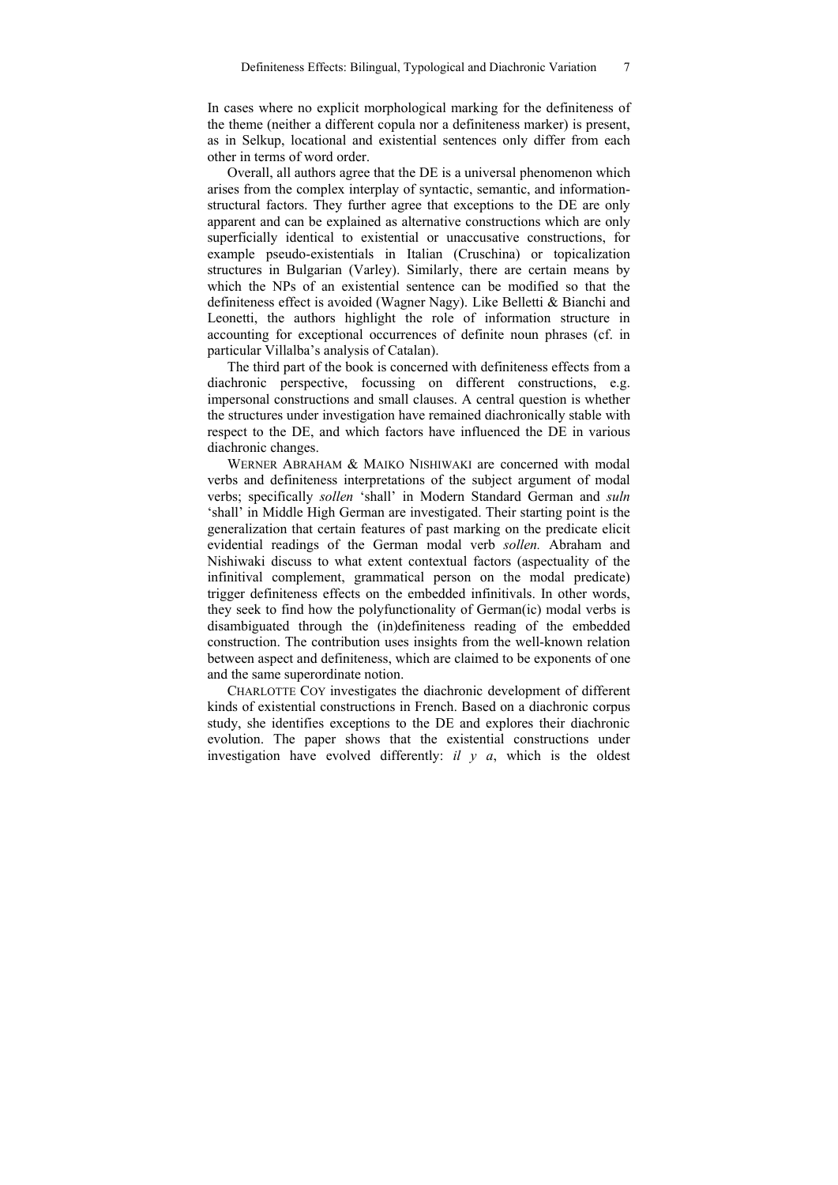In cases where no explicit morphological marking for the definiteness of the theme (neither a different copula nor a definiteness marker) is present, as in Selkup, locational and existential sentences only differ from each other in terms of word order.

Overall, all authors agree that the DE is a universal phenomenon which arises from the complex interplay of syntactic, semantic, and information-structural factors. They further agree that exceptions to the DE are only apparent and can be explained as alternative constructions which are only superficially identical to existential or unaccusative constructions, for example pseudo-existentials in Italian (Cruschina) or topicalization structures in Bulgarian (Varley). Similarly, there are certain means by which the NPs of an existential sentence can be modified so that the definiteness effect is avoided (Wagner Nagy). Like Belletti & Bianchi and Leonetti, the authors highlight the role of information structure in accounting for exceptional occurrences of definite noun phrases (cf. in particular Villalba's analysis of Catalan).

The third part of the book is concerned with definiteness effects from a diachronic perspective, focussing on different constructions, e.g. impersonal constructions and small clauses. A central question is whether the structures under investigation have remained diachronically stable with respect to the DE, and which factors have influenced the DE in various diachronic changes.

WERNER ABRAHAM & MAIKO NISHIWAKI are concerned with modal verbs and definiteness interpretations of the subject argument of modal verbs; specifically *sollen* 'shall' in Modern Standard German and *suln* 'shall' in Middle High German are investigated. Their starting point is the generalization that certain features of past marking on the predicate elicit evidential readings of the German modal verb *sollen.* Abraham and Nishiwaki discuss to what extent contextual factors (aspectuality of the infinitival complement, grammatical person on the modal predicate) trigger definiteness effects on the embedded infinitivals. In other words, they seek to find how the polyfunctionality of German(ic) modal verbs is disambiguated through the (in)definiteness reading of the embedded construction. The contribution uses insights from the well-known relation between aspect and definiteness, which are claimed to be exponents of one and the same superordinate notion.

CHARLOTTE COY investigates the diachronic development of different kinds of existential constructions in French. Based on a diachronic corpus study, she identifies exceptions to the DE and explores their diachronic evolution. The paper shows that the existential constructions under investigation have evolved differently: *il y a*, which is the oldest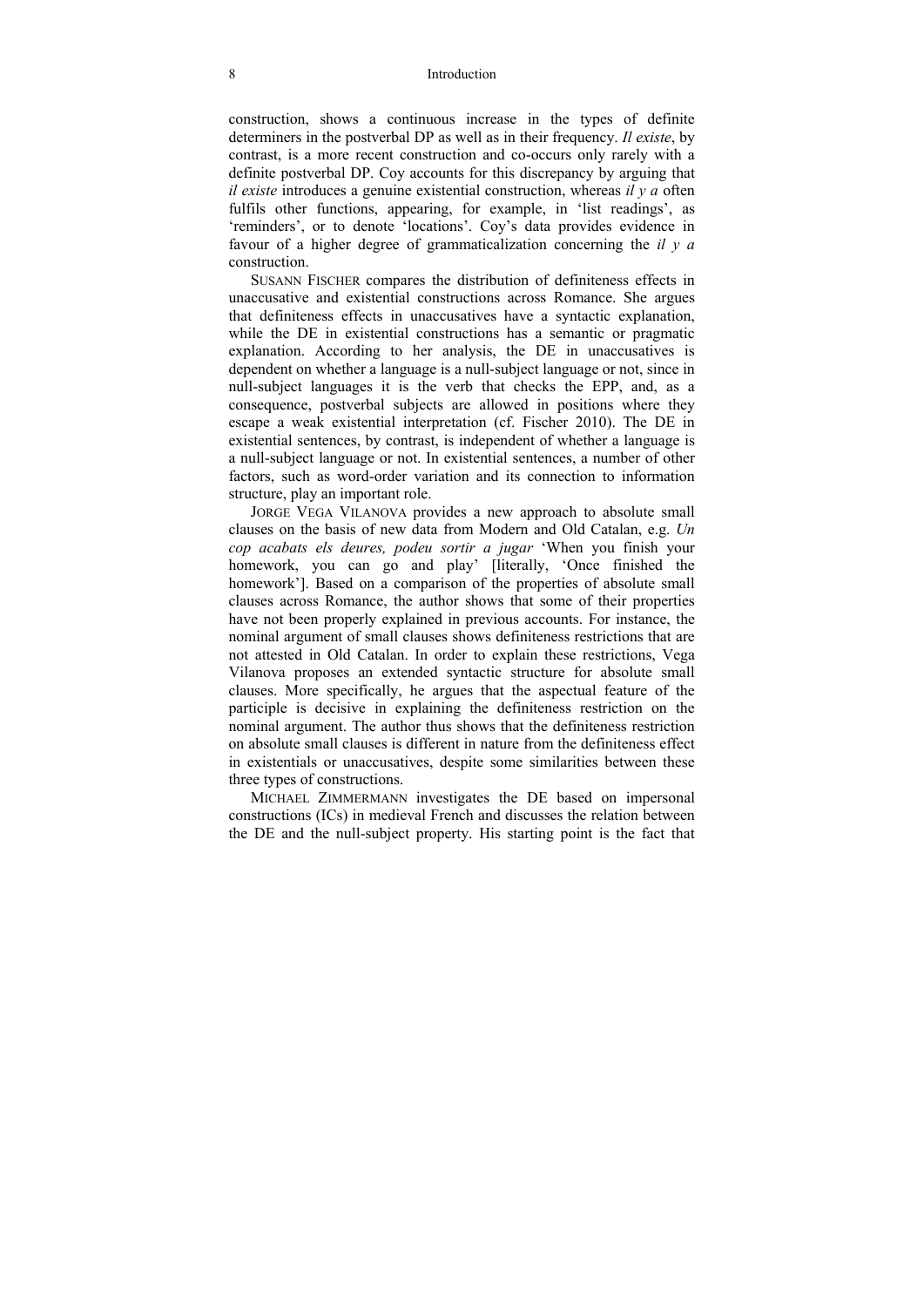construction, shows a continuous increase in the types of definite determiners in the postverbal DP as well as in their frequency. *Il existe*, by contrast, is a more recent construction and co-occurs only rarely with a definite postverbal DP. Coy accounts for this discrepancy by arguing that *il existe* introduces a genuine existential construction, whereas *il y a* often fulfils other functions, appearing, for example, in 'list readings', as 'reminders', or to denote 'locations'. Coy's data provides evidence in favour of a higher degree of grammaticalization concerning the *il y a* construction.

SUSANN FISCHER compares the distribution of definiteness effects in unaccusative and existential constructions across Romance. She argues that definiteness effects in unaccusatives have a syntactic explanation, while the DE in existential constructions has a semantic or pragmatic explanation. According to her analysis, the DE in unaccusatives is dependent on whether a language is a null-subject language or not, since in null-subject languages it is the verb that checks the EPP, and, as a consequence, postverbal subjects are allowed in positions where they escape a weak existential interpretation (cf. Fischer 2010). The DE in existential sentences, by contrast, is independent of whether a language is a null-subject language or not. In existential sentences, a number of other factors, such as word-order variation and its connection to information structure, play an important role.

JORGE VEGA VILANOVA provides a new approach to absolute small clauses on the basis of new data from Modern and Old Catalan, e.g. *Un cop acabats els deures, podeu sortir a jugar* 'When you finish your homework, you can go and play' [literally, 'Once finished the homework']. Based on a comparison of the properties of absolute small clauses across Romance, the author shows that some of their properties have not been properly explained in previous accounts. For instance, the nominal argument of small clauses shows definiteness restrictions that are not attested in Old Catalan. In order to explain these restrictions, Vega Vilanova proposes an extended syntactic structure for absolute small clauses. More specifically, he argues that the aspectual feature of the participle is decisive in explaining the definiteness restriction on the nominal argument. The author thus shows that the definiteness restriction on absolute small clauses is different in nature from the definiteness effect in existentials or unaccusatives, despite some similarities between these three types of constructions.

MICHAEL ZIMMERMANN investigates the DE based on impersonal constructions (ICs) in medieval French and discusses the relation between the DE and the null-subject property. His starting point is the fact that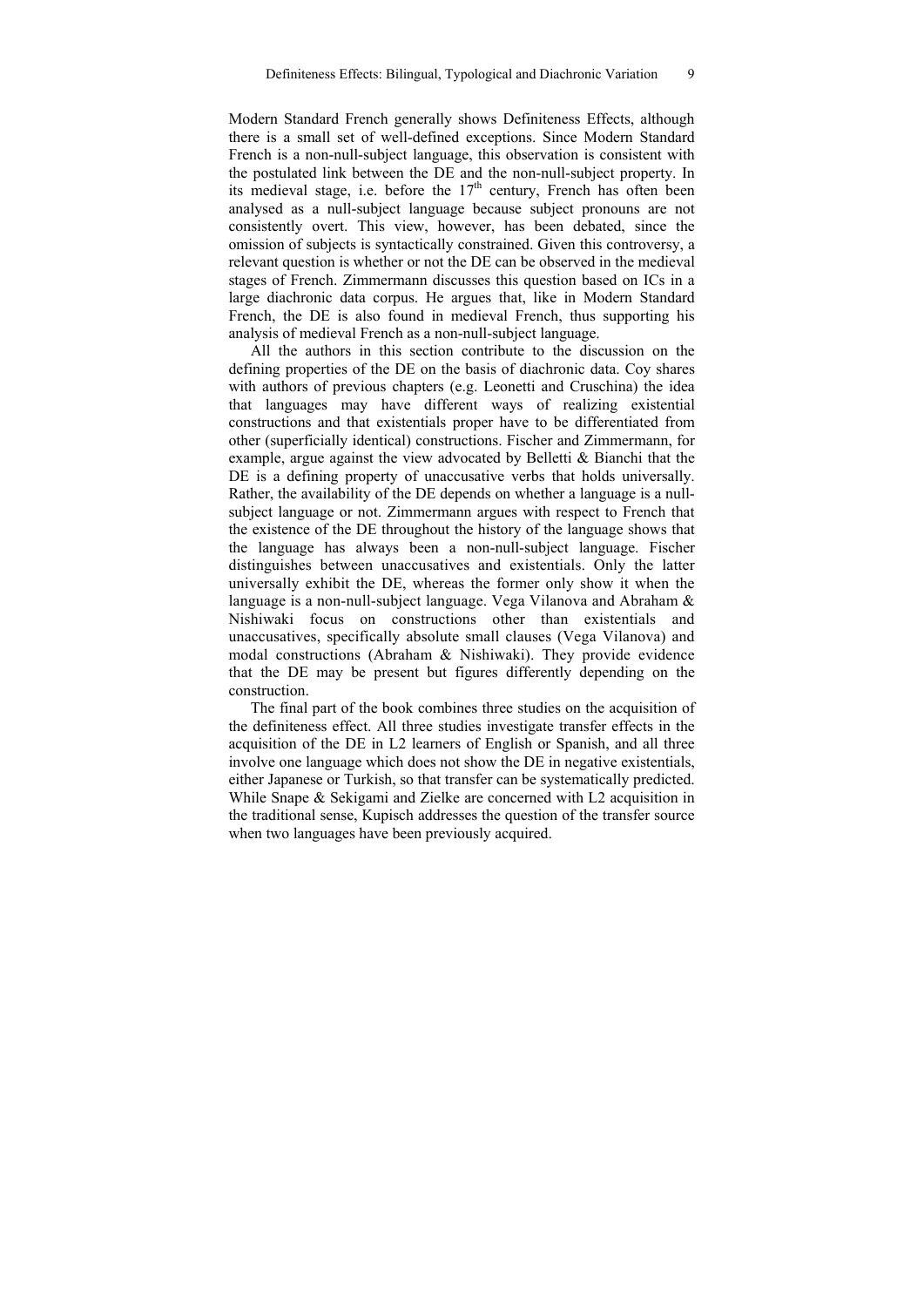Modern Standard French generally shows Definiteness Effects, although there is a small set of well-defined exceptions. Since Modern Standard French is a non-null-subject language, this observation is consistent with the postulated link between the DE and the non-null-subject property. In its medieval stage, i.e. before the 17$^{th}$ century, French has often been analysed as a null-subject language because subject pronouns are not consistently overt. This view, however, has been debated, since the omission of subjects is syntactically constrained. Given this controversy, a relevant question is whether or not the DE can be observed in the medieval stages of French. Zimmermann discusses this question based on ICs in a large diachronic data corpus. He argues that, like in Modern Standard French, the DE is also found in medieval French, thus supporting his analysis of medieval French as a non-null-subject language.

All the authors in this section contribute to the discussion on the defining properties of the DE on the basis of diachronic data. Coy shares with authors of previous chapters (e.g. Leonetti and Cruschina) the idea that languages may have different ways of realizing existential constructions and that existentials proper have to be differentiated from other (superficially identical) constructions. Fischer and Zimmermann, for example, argue against the view advocated by Belletti & Bianchi that the DE is a defining property of unaccusative verbs that holds universally. Rather, the availability of the DE depends on whether a language is a null-subject language or not. Zimmermann argues with respect to French that the existence of the DE throughout the history of the language shows that the language has always been a non-null-subject language. Fischer distinguishes between unaccusatives and existentials. Only the latter universally exhibit the DE, whereas the former only show it when the language is a non-null-subject language. Vega Vilanova and Abraham & Nishiwaki focus on constructions other than existentials and unaccusatives, specifically absolute small clauses (Vega Vilanova) and modal constructions (Abraham & Nishiwaki). They provide evidence that the DE may be present but figures differently depending on the construction.

The final part of the book combines three studies on the acquisition of the definiteness effect. All three studies investigate transfer effects in the acquisition of the DE in L2 learners of English or Spanish, and all three involve one language which does not show the DE in negative existentials, either Japanese or Turkish, so that transfer can be systematically predicted. While Snape & Sekigami and Zielke are concerned with L2 acquisition in the traditional sense, Kupisch addresses the question of the transfer source when two languages have been previously acquired.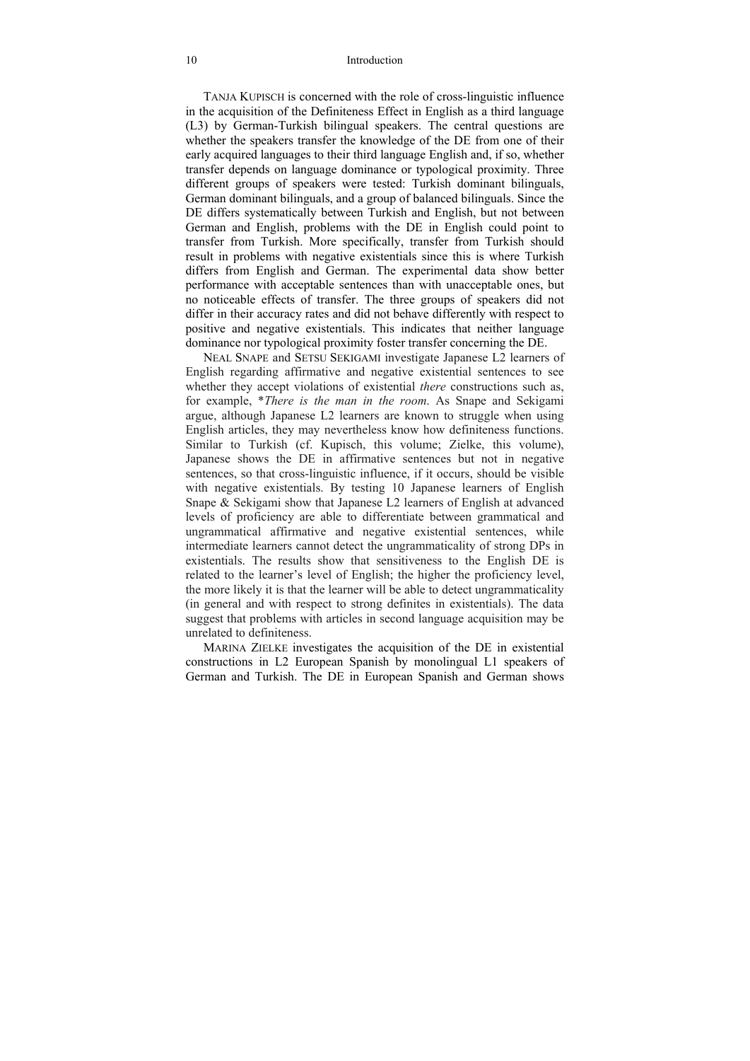TANJA KUPISCH is concerned with the role of cross-linguistic influence in the acquisition of the Definiteness Effect in English as a third language (L3) by German-Turkish bilingual speakers. The central questions are whether the speakers transfer the knowledge of the DE from one of their early acquired languages to their third language English and, if so, whether transfer depends on language dominance or typological proximity. Three different groups of speakers were tested: Turkish dominant bilinguals, German dominant bilinguals, and a group of balanced bilinguals. Since the DE differs systematically between Turkish and English, but not between German and English, problems with the DE in English could point to transfer from Turkish. More specifically, transfer from Turkish should result in problems with negative existentials since this is where Turkish differs from English and German. The experimental data show better performance with acceptable sentences than with unacceptable ones, but no noticeable effects of transfer. The three groups of speakers did not differ in their accuracy rates and did not behave differently with respect to positive and negative existentials. This indicates that neither language dominance nor typological proximity foster transfer concerning the DE.

NEAL SNAPE and SETSU SEKIGAMI investigate Japanese L2 learners of English regarding affirmative and negative existential sentences to see whether they accept violations of existential *there* constructions such as, for example, *\*There is the man in the room*. As Snape and Sekigami argue, although Japanese L2 learners are known to struggle when using English articles, they may nevertheless know how definiteness functions. Similar to Turkish (cf. Kupisch, this volume; Zielke, this volume), Japanese shows the DE in affirmative sentences but not in negative sentences, so that cross-linguistic influence, if it occurs, should be visible with negative existentials. By testing 10 Japanese learners of English Snape & Sekigami show that Japanese L2 learners of English at advanced levels of proficiency are able to differentiate between grammatical and ungrammatical affirmative and negative existential sentences, while intermediate learners cannot detect the ungrammaticality of strong DPs in existentials. The results show that sensitiveness to the English DE is related to the learner's level of English; the higher the proficiency level, the more likely it is that the learner will be able to detect ungrammaticality (in general and with respect to strong definites in existentials). The data suggest that problems with articles in second language acquisition may be unrelated to definiteness.

MARINA ZIELKE investigates the acquisition of the DE in existential constructions in L2 European Spanish by monolingual L1 speakers of German and Turkish. The DE in European Spanish and German shows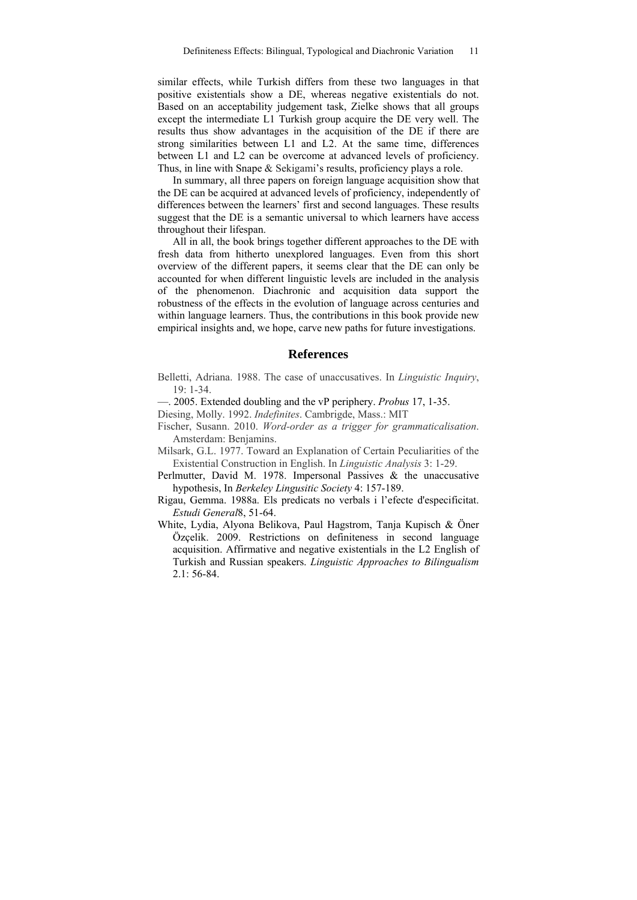similar effects, while Turkish differs from these two languages in that positive existentials show a DE, whereas negative existentials do not. Based on an acceptability judgement task, Zielke shows that all groups except the intermediate L1 Turkish group acquire the DE very well. The results thus show advantages in the acquisition of the DE if there are strong similarities between L1 and L2. At the same time, differences between L1 and L2 can be overcome at advanced levels of proficiency. Thus, in line with Snape & Sekigami's results, proficiency plays a role.

In summary, all three papers on foreign language acquisition show that the DE can be acquired at advanced levels of proficiency, independently of differences between the learners' first and second languages. These results suggest that the DE is a semantic universal to which learners have access throughout their lifespan.

All in all, the book brings together different approaches to the DE with fresh data from hitherto unexplored languages. Even from this short overview of the different papers, it seems clear that the DE can only be accounted for when different linguistic levels are included in the analysis of the phenomenon. Diachronic and acquisition data support the robustness of the effects in the evolution of language across centuries and within language learners. Thus, the contributions in this book provide new empirical insights and, we hope, carve new paths for future investigations.

## References

Belletti, Adriana. 1988. The case of unaccusatives. In *Linguistic Inquiry*, 19: 1-34.

—. 2005. Extended doubling and the vP periphery. *Probus* 17, 1-35.

Diesing, Molly. 1992. *Indefinites*. Cambrigde, Mass.: MIT

Fischer, Susann. 2010. *Word-order as a trigger for grammaticalisation*. Amsterdam: Benjamins.

Milsark, G.L. 1977. Toward an Explanation of Certain Peculiarities of the Existential Construction in English. In *Linguistic Analysis* 3: 1-29.

Perlmutter, David M. 1978. Impersonal Passives & the unaccusative hypothesis, In *Berkeley Lingusitic Society* 4: 157-189.

Rigau, Gemma. 1988a. Els predicats no verbals i l'efecte d'especificitat. *Estudi General*8, 51-64.

White, Lydia, Alyona Belikova, Paul Hagstrom, Tanja Kupisch & Öner Özçelik. 2009. Restrictions on definiteness in second language acquisition. Affirmative and negative existentials in the L2 English of Turkish and Russian speakers. *Linguistic Approaches to Bilingualism* 2.1: 56-84.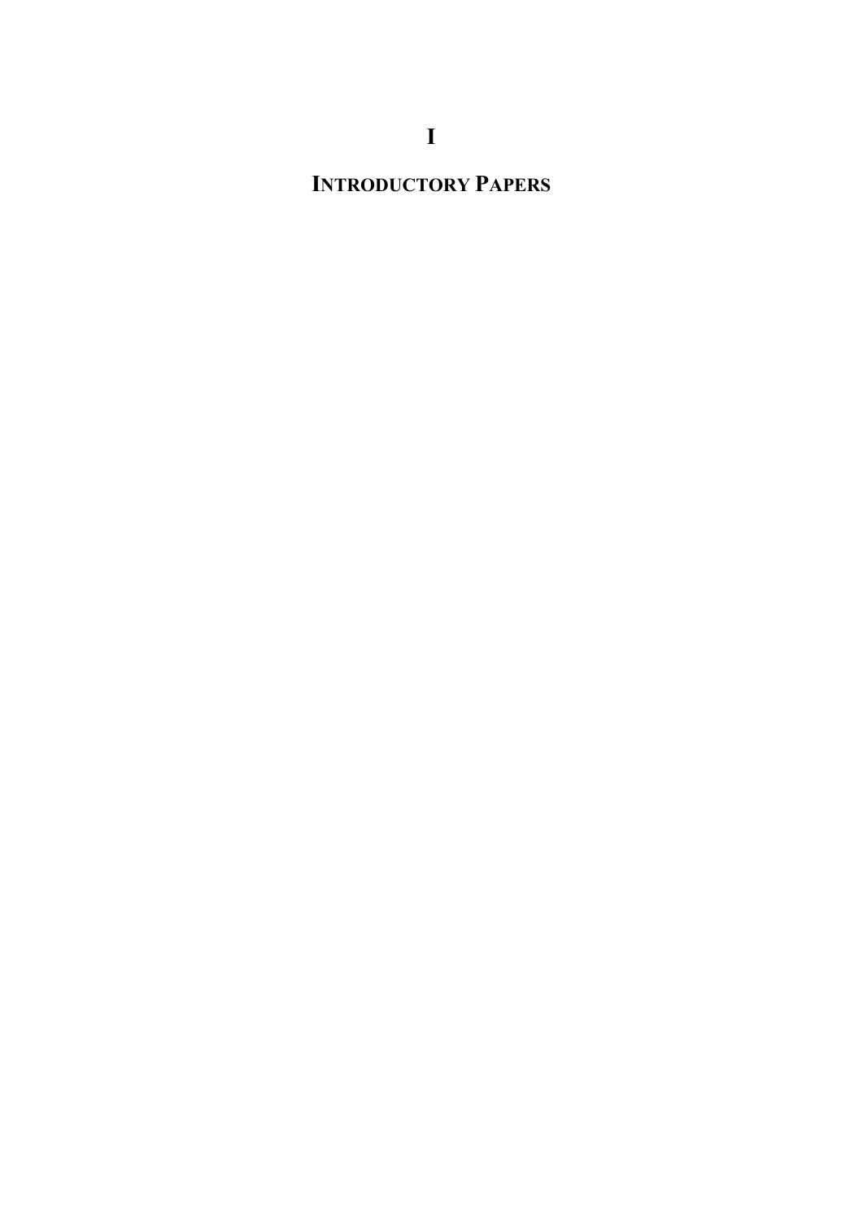# I

# INTRODUCTORY PAPERS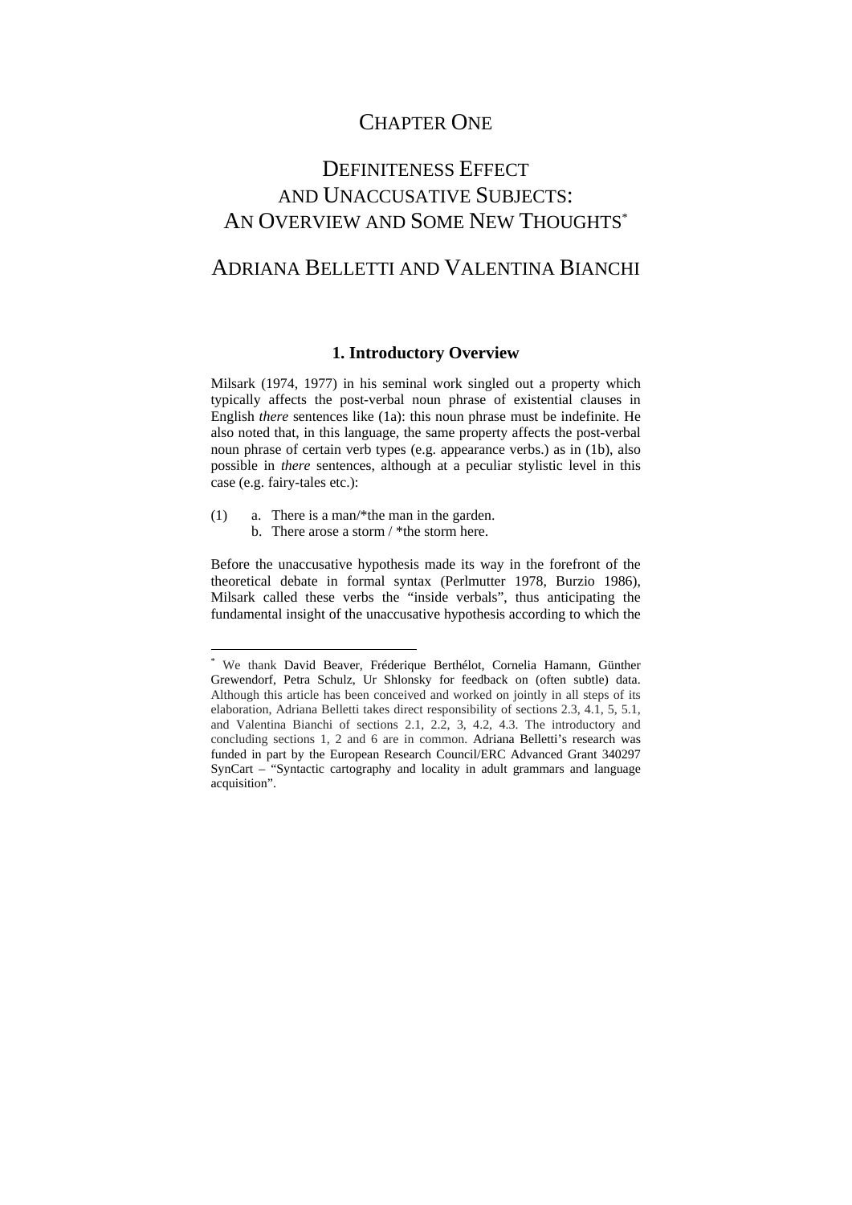# CHAPTER ONE

# DEFINITENESS EFFECT AND UNACCUSATIVE SUBJECTS: AN OVERVIEW AND SOME NEW THOUGHTS*

## ADRIANA BELLETTI AND VALENTINA BIANCHI

### 1. Introductory Overview

Milsark (1974, 1977) in his seminal work singled out a property which typically affects the post-verbal noun phrase of existential clauses in English *there* sentences like (1a): this noun phrase must be indefinite. He also noted that, in this language, the same property affects the post-verbal noun phrase of certain verb types (e.g. appearance verbs.) as in (1b), also possible in *there* sentences, although at a peculiar stylistic level in this case (e.g. fairy-tales etc.):

(1) a. There is a man/*the man in the garden.
    b. There arose a storm / *the storm here.

Before the unaccusative hypothesis made its way in the forefront of the theoretical debate in formal syntax (Perlmutter 1978, Burzio 1986), Milsark called these verbs the "inside verbals", thus anticipating the fundamental insight of the unaccusative hypothesis according to which the

---

* We thank David Beaver, Fréderique Berthélot, Cornelia Hamann, Günther Grewendorf, Petra Schulz, Ur Shlonsky for feedback on (often subtle) data. Although this article has been conceived and worked on jointly in all steps of its elaboration, Adriana Belletti takes direct responsibility of sections 2.3, 4.1, 5, 5.1, and Valentina Bianchi of sections 2.1, 2.2, 3, 4.2, 4.3. The introductory and concluding sections 1, 2 and 6 are in common. Adriana Belletti's research was funded in part by the European Research Council/ERC Advanced Grant 340297 SynCart – "Syntactic cartography and locality in adult grammars and language acquisition".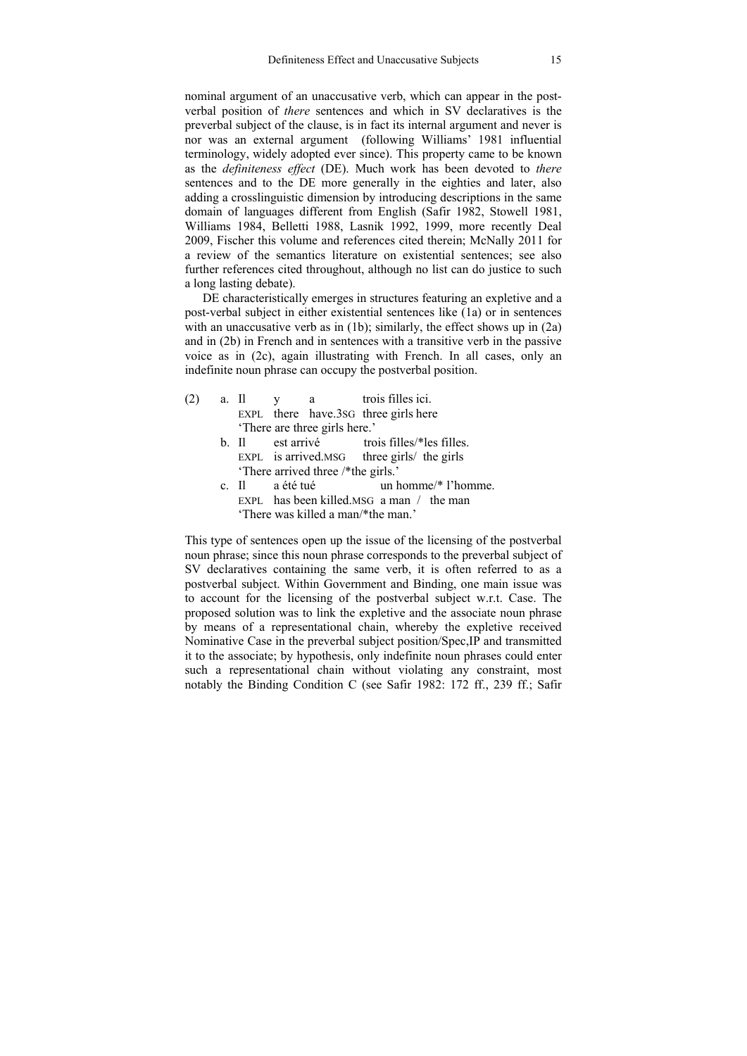nominal argument of an unaccusative verb, which can appear in the post-verbal position of *there* sentences and which in SV declaratives is the preverbal subject of the clause, is in fact its internal argument and never is nor was an external argument (following Williams' 1981 influential terminology, widely adopted ever since). This property came to be known as the *definiteness effect* (DE). Much work has been devoted to *there* sentences and to the DE more generally in the eighties and later, also adding a crosslinguistic dimension by introducing descriptions in the same domain of languages different from English (Safir 1982, Stowell 1981, Williams 1984, Belletti 1988, Lasnik 1992, 1999, more recently Deal 2009, Fischer this volume and references cited therein; McNally 2011 for a review of the semantics literature on existential sentences; see also further references cited throughout, although no list can do justice to such a long lasting debate).

DE characteristically emerges in structures featuring an expletive and a post-verbal subject in either existential sentences like (1a) or in sentences with an unaccusative verb as in (1b); similarly, the effect shows up in (2a) and in (2b) in French and in sentences with a transitive verb in the passive voice as in (2c), again illustrating with French. In all cases, only an indefinite noun phrase can occupy the postverbal position.

(2) a. Il y a trois filles ici.
   EXPL there have.3SG three girls here
   'There are three girls here.'

   b. Il est arrivé trois filles/*les filles.
   EXPL is arrived.MSG three girls/ the girls
   'There arrived three /*the girls.'

   c. Il a été tué un homme/* l'homme.
   EXPL has been killed.MSG a man / the man
   'There was killed a man/*the man.'

This type of sentences open up the issue of the licensing of the postverbal noun phrase; since this noun phrase corresponds to the preverbal subject of SV declaratives containing the same verb, it is often referred to as a postverbal subject. Within Government and Binding, one main issue was to account for the licensing of the postverbal subject w.r.t. Case. The proposed solution was to link the expletive and the associate noun phrase by means of a representational chain, whereby the expletive received Nominative Case in the preverbal subject position/Spec,IP and transmitted it to the associate; by hypothesis, only indefinite noun phrases could enter such a representational chain without violating any constraint, most notably the Binding Condition C (see Safir 1982: 172 ff., 239 ff.; Safir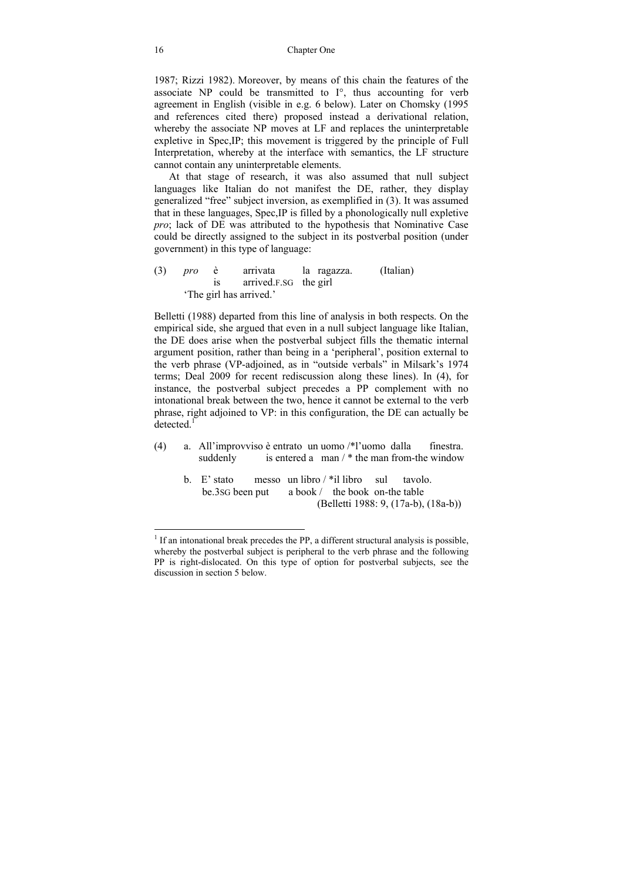1987; Rizzi 1982). Moreover, by means of this chain the features of the associate NP could be transmitted to I°, thus accounting for verb agreement in English (visible in e.g. 6 below). Later on Chomsky (1995 and references cited there) proposed instead a derivational relation, whereby the associate NP moves at LF and replaces the uninterpretable expletive in Spec,IP; this movement is triggered by the principle of Full Interpretation, whereby at the interface with semantics, the LF structure cannot contain any uninterpretable elements.

At that stage of research, it was also assumed that null subject languages like Italian do not manifest the DE, rather, they display generalized "free" subject inversion, as exemplified in (3). It was assumed that in these languages, Spec,IP is filled by a phonologically null expletive *pro*; lack of DE was attributed to the hypothesis that Nominative Case could be directly assigned to the subject in its postverbal position (under government) in this type of language:

(3) *pro* è arrivata la ragazza. (Italian)
  is arrived.F.SG the girl
  'The girl has arrived.'

Belletti (1988) departed from this line of analysis in both respects. On the empirical side, she argued that even in a null subject language like Italian, the DE does arise when the postverbal subject fills the thematic internal argument position, rather than being in a 'peripheral', position external to the verb phrase (VP-adjoined, as in "outside verbals" in Milsark's 1974 terms; Deal 2009 for recent rediscussion along these lines). In (4), for instance, the postverbal subject precedes a PP complement with no intonational break between the two, hence it cannot be external to the verb phrase, right adjoined to VP: in this configuration, the DE can actually be detected.[1]

(4) a. All'improvviso è entrato un uomo /*l'uomo dalla finestra.
  suddenly is entered a man / * the man from-the window

  b. E' stato messo un libro / *il libro sul tavolo.
  be.3SG been put a book / the book on-the table
  (Belletti 1988: 9, (17a-b), (18a-b))

[1] If an intonational break precedes the PP, a different structural analysis is possible, whereby the postverbal subject is peripheral to the verb phrase and the following PP is right-dislocated. On this type of option for postverbal subjects, see the discussion in section 5 below.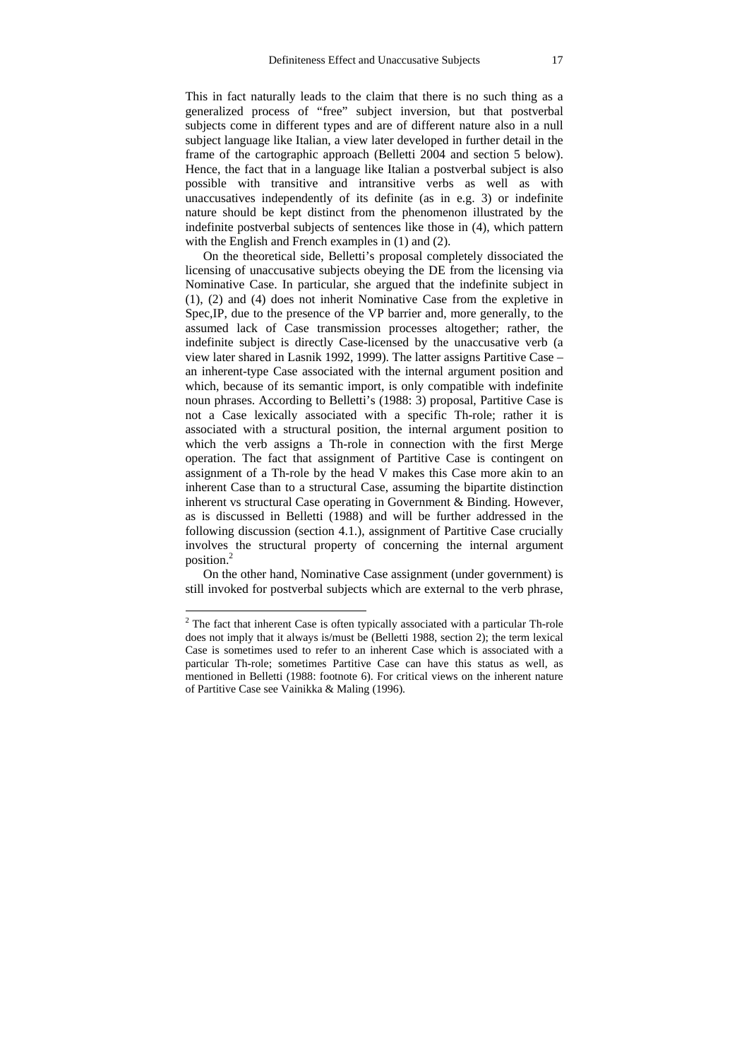This in fact naturally leads to the claim that there is no such thing as a generalized process of "free" subject inversion, but that postverbal subjects come in different types and are of different nature also in a null subject language like Italian, a view later developed in further detail in the frame of the cartographic approach (Belletti 2004 and section 5 below). Hence, the fact that in a language like Italian a postverbal subject is also possible with transitive and intransitive verbs as well as with unaccusatives independently of its definite (as in e.g. 3) or indefinite nature should be kept distinct from the phenomenon illustrated by the indefinite postverbal subjects of sentences like those in (4), which pattern with the English and French examples in (1) and (2).

On the theoretical side, Belletti's proposal completely dissociated the licensing of unaccusative subjects obeying the DE from the licensing via Nominative Case. In particular, she argued that the indefinite subject in (1), (2) and (4) does not inherit Nominative Case from the expletive in Spec,IP, due to the presence of the VP barrier and, more generally, to the assumed lack of Case transmission processes altogether; rather, the indefinite subject is directly Case-licensed by the unaccusative verb (a view later shared in Lasnik 1992, 1999). The latter assigns Partitive Case – an inherent-type Case associated with the internal argument position and which, because of its semantic import, is only compatible with indefinite noun phrases. According to Belletti's (1988: 3) proposal, Partitive Case is not a Case lexically associated with a specific Th-role; rather it is associated with a structural position, the internal argument position to which the verb assigns a Th-role in connection with the first Merge operation. The fact that assignment of Partitive Case is contingent on assignment of a Th-role by the head V makes this Case more akin to an inherent Case than to a structural Case, assuming the bipartite distinction inherent vs structural Case operating in Government & Binding. However, as is discussed in Belletti (1988) and will be further addressed in the following discussion (section 4.1.), assignment of Partitive Case crucially involves the structural property of concerning the internal argument position.[2]

On the other hand, Nominative Case assignment (under government) is still invoked for postverbal subjects which are external to the verb phrase,

[2] The fact that inherent Case is often typically associated with a particular Th-role does not imply that it always is/must be (Belletti 1988, section 2); the term lexical Case is sometimes used to refer to an inherent Case which is associated with a particular Th-role; sometimes Partitive Case can have this status as well, as mentioned in Belletti (1988: footnote 6). For critical views on the inherent nature of Partitive Case see Vainikka & Maling (1996).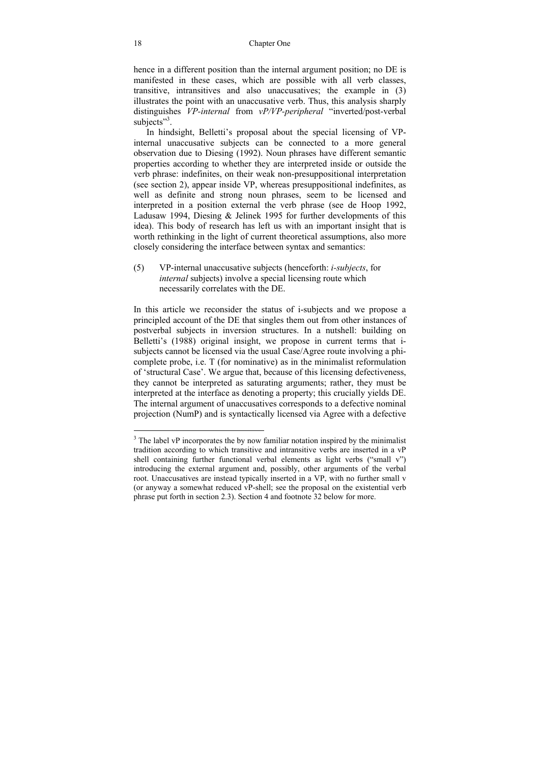hence in a different position than the internal argument position; no DE is manifested in these cases, which are possible with all verb classes, transitive, intransitives and also unaccusatives; the example in (3) illustrates the point with an unaccusative verb. Thus, this analysis sharply distinguishes *VP-internal* from *vP/VP-peripheral* "inverted/post-verbal subjects"[3].

In hindsight, Belletti's proposal about the special licensing of VP-internal unaccusative subjects can be connected to a more general observation due to Diesing (1992). Noun phrases have different semantic properties according to whether they are interpreted inside or outside the verb phrase: indefinites, on their weak non-presuppositional interpretation (see section 2), appear inside VP, whereas presuppositional indefinites, as well as definite and strong noun phrases, seem to be licensed and interpreted in a position external the verb phrase (see de Hoop 1992, Ladusaw 1994, Diesing & Jelinek 1995 for further developments of this idea). This body of research has left us with an important insight that is worth rethinking in the light of current theoretical assumptions, also more closely considering the interface between syntax and semantics:

(5) VP-internal unaccusative subjects (henceforth: *i-subjects*, for *internal* subjects) involve a special licensing route which necessarily correlates with the DE.

In this article we reconsider the status of i-subjects and we propose a principled account of the DE that singles them out from other instances of postverbal subjects in inversion structures. In a nutshell: building on Belletti's (1988) original insight, we propose in current terms that i-subjects cannot be licensed via the usual Case/Agree route involving a phi-complete probe, i.e. T (for nominative) as in the minimalist reformulation of 'structural Case'. We argue that, because of this licensing defectiveness, they cannot be interpreted as saturating arguments; rather, they must be interpreted at the interface as denoting a property; this crucially yields DE. The internal argument of unaccusatives corresponds to a defective nominal projection (NumP) and is syntactically licensed via Agree with a defective

---

[3] The label vP incorporates the by now familiar notation inspired by the minimalist tradition according to which transitive and intransitive verbs are inserted in a vP shell containing further functional verbal elements as light verbs ("small v") introducing the external argument and, possibly, other arguments of the verbal root. Unaccusatives are instead typically inserted in a VP, with no further small v (or anyway a somewhat reduced vP-shell; see the proposal on the existential verb phrase put forth in section 2.3). Section 4 and footnote 32 below for more.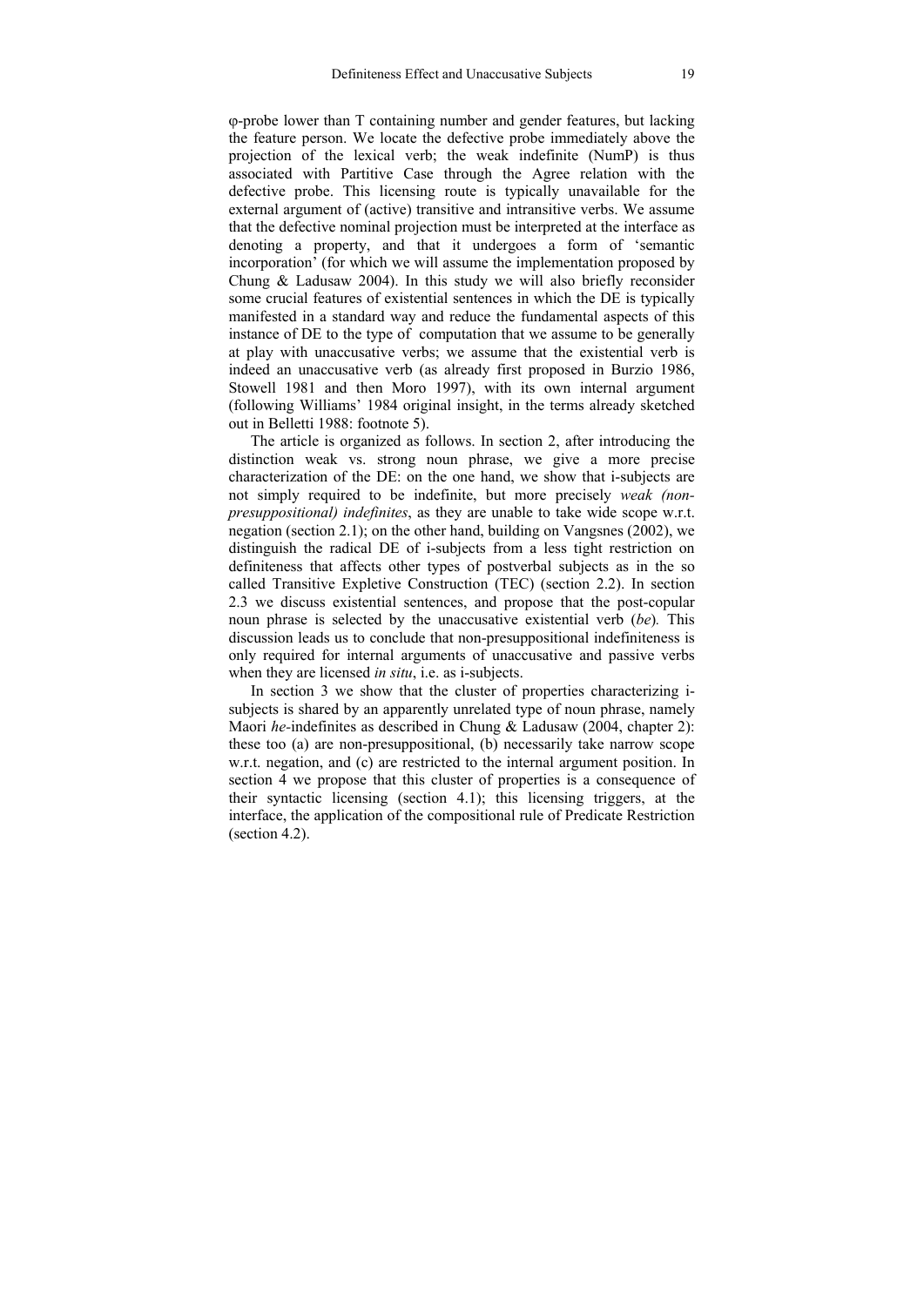φ-probe lower than T containing number and gender features, but lacking the feature person. We locate the defective probe immediately above the projection of the lexical verb; the weak indefinite (NumP) is thus associated with Partitive Case through the Agree relation with the defective probe. This licensing route is typically unavailable for the external argument of (active) transitive and intransitive verbs. We assume that the defective nominal projection must be interpreted at the interface as denoting a property, and that it undergoes a form of 'semantic incorporation' (for which we will assume the implementation proposed by Chung & Ladusaw 2004). In this study we will also briefly reconsider some crucial features of existential sentences in which the DE is typically manifested in a standard way and reduce the fundamental aspects of this instance of DE to the type of computation that we assume to be generally at play with unaccusative verbs; we assume that the existential verb is indeed an unaccusative verb (as already first proposed in Burzio 1986, Stowell 1981 and then Moro 1997), with its own internal argument (following Williams' 1984 original insight, in the terms already sketched out in Belletti 1988: footnote 5).

The article is organized as follows. In section 2, after introducing the distinction weak vs. strong noun phrase, we give a more precise characterization of the DE: on the one hand, we show that i-subjects are not simply required to be indefinite, but more precisely *weak (non-presuppositional) indefinites*, as they are unable to take wide scope w.r.t. negation (section 2.1); on the other hand, building on Vangsnes (2002), we distinguish the radical DE of i-subjects from a less tight restriction on definiteness that affects other types of postverbal subjects as in the so called Transitive Expletive Construction (TEC) (section 2.2). In section 2.3 we discuss existential sentences, and propose that the post-copular noun phrase is selected by the unaccusative existential verb (*be*). This discussion leads us to conclude that non-presuppositional indefiniteness is only required for internal arguments of unaccusative and passive verbs when they are licensed *in situ*, i.e. as i-subjects.

In section 3 we show that the cluster of properties characterizing i-subjects is shared by an apparently unrelated type of noun phrase, namely Maori *he*-indefinites as described in Chung & Ladusaw (2004, chapter 2): these too (a) are non-presuppositional, (b) necessarily take narrow scope w.r.t. negation, and (c) are restricted to the internal argument position. In section 4 we propose that this cluster of properties is a consequence of their syntactic licensing (section 4.1); this licensing triggers, at the interface, the application of the compositional rule of Predicate Restriction (section 4.2).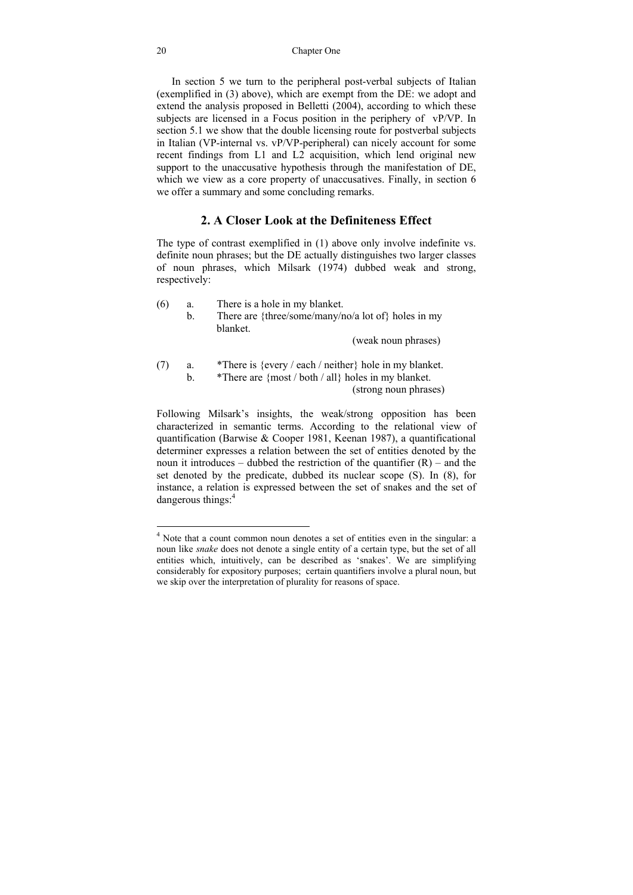In section 5 we turn to the peripheral post-verbal subjects of Italian (exemplified in (3) above), which are exempt from the DE: we adopt and extend the analysis proposed in Belletti (2004), according to which these subjects are licensed in a Focus position in the periphery of vP/VP. In section 5.1 we show that the double licensing route for postverbal subjects in Italian (VP-internal vs. vP/VP-peripheral) can nicely account for some recent findings from L1 and L2 acquisition, which lend original new support to the unaccusative hypothesis through the manifestation of DE, which we view as a core property of unaccusatives. Finally, in section 6 we offer a summary and some concluding remarks.

## 2. A Closer Look at the Definiteness Effect

The type of contrast exemplified in (1) above only involve indefinite vs. definite noun phrases; but the DE actually distinguishes two larger classes of noun phrases, which Milsark (1974) dubbed weak and strong, respectively:

(6) a. There is a hole in my blanket.
b. There are {three/some/many/no/a lot of} holes in my blanket.
(weak noun phrases)

(7) a. *There is {every / each / neither} hole in my blanket.
b. *There are {most / both / all} holes in my blanket.
(strong noun phrases)

Following Milsark's insights, the weak/strong opposition has been characterized in semantic terms. According to the relational view of quantification (Barwise & Cooper 1981, Keenan 1987), a quantificational determiner expresses a relation between the set of entities denoted by the noun it introduces – dubbed the restriction of the quantifier (R) – and the set denoted by the predicate, dubbed its nuclear scope (S). In (8), for instance, a relation is expressed between the set of snakes and the set of dangerous things:[4]

---

[4] Note that a count common noun denotes a set of entities even in the singular: a noun like *snake* does not denote a single entity of a certain type, but the set of all entities which, intuitively, can be described as 'snakes'. We are simplifying considerably for expository purposes; certain quantifiers involve a plural noun, but we skip over the interpretation of plurality for reasons of space.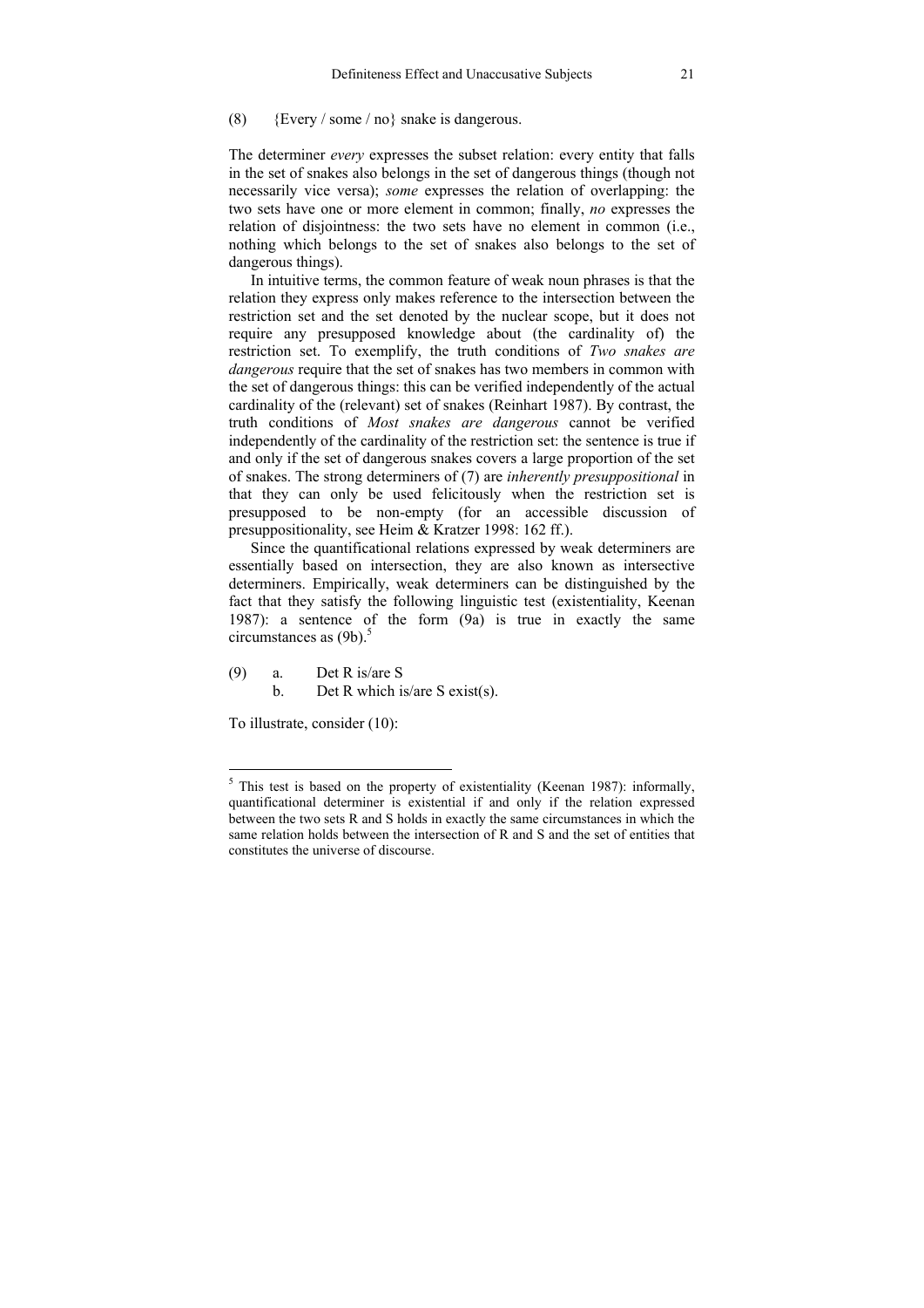(8) {Every / some / no} snake is dangerous.

The determiner *every* expresses the subset relation: every entity that falls in the set of snakes also belongs in the set of dangerous things (though not necessarily vice versa); *some* expresses the relation of overlapping: the two sets have one or more element in common; finally, *no* expresses the relation of disjointness: the two sets have no element in common (i.e., nothing which belongs to the set of snakes also belongs to the set of dangerous things).

In intuitive terms, the common feature of weak noun phrases is that the relation they express only makes reference to the intersection between the restriction set and the set denoted by the nuclear scope, but it does not require any presupposed knowledge about (the cardinality of) the restriction set. To exemplify, the truth conditions of *Two snakes are dangerous* require that the set of snakes has two members in common with the set of dangerous things: this can be verified independently of the actual cardinality of the (relevant) set of snakes (Reinhart 1987). By contrast, the truth conditions of *Most snakes are dangerous* cannot be verified independently of the cardinality of the restriction set: the sentence is true if and only if the set of dangerous snakes covers a large proportion of the set of snakes. The strong determiners of (7) are *inherently presuppositional* in that they can only be used felicitously when the restriction set is presupposed to be non-empty (for an accessible discussion of presuppositionality, see Heim & Kratzer 1998: 162 ff.).

Since the quantificational relations expressed by weak determiners are essentially based on intersection, they are also known as intersective determiners. Empirically, weak determiners can be distinguished by the fact that they satisfy the following linguistic test (existentiality, Keenan 1987): a sentence of the form (9a) is true in exactly the same circumstances as (9b).[5]

(9) a. Det R is/are S
 b. Det R which is/are S exist(s).

To illustrate, consider (10):

---

[5] This test is based on the property of existentiality (Keenan 1987): informally, quantificational determiner is existential if and only if the relation expressed between the two sets R and S holds in exactly the same circumstances in which the same relation holds between the intersection of R and S and the set of entities that constitutes the universe of discourse.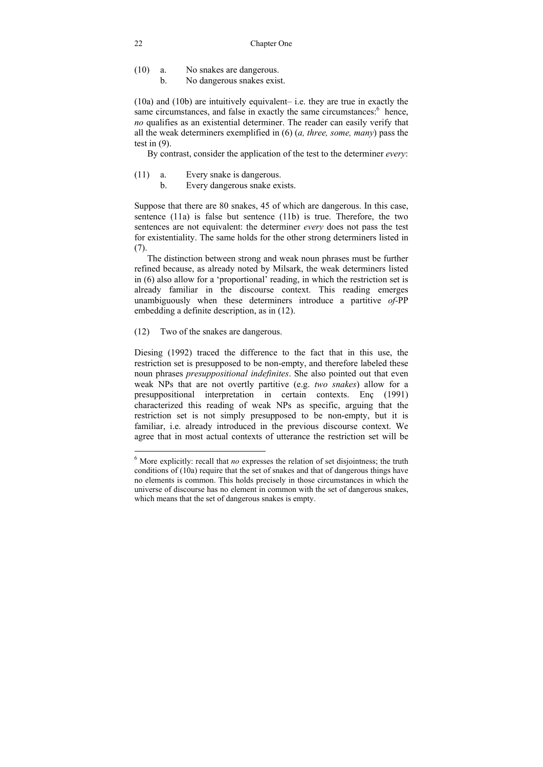(10) a. No snakes are dangerous.
b. No dangerous snakes exist.

(10a) and (10b) are intuitively equivalent– i.e. they are true in exactly the same circumstances, and false in exactly the same circumstances:[6] hence, *no* qualifies as an existential determiner. The reader can easily verify that all the weak determiners exemplified in (6) (*a, three, some, many*) pass the test in (9).

By contrast, consider the application of the test to the determiner *every*:

(11) a. Every snake is dangerous.
b. Every dangerous snake exists.

Suppose that there are 80 snakes, 45 of which are dangerous. In this case, sentence (11a) is false but sentence (11b) is true. Therefore, the two sentences are not equivalent: the determiner *every* does not pass the test for existentiality. The same holds for the other strong determiners listed in (7).

The distinction between strong and weak noun phrases must be further refined because, as already noted by Milsark, the weak determiners listed in (6) also allow for a 'proportional' reading, in which the restriction set is already familiar in the discourse context. This reading emerges unambiguously when these determiners introduce a partitive *of*-PP embedding a definite description, as in (12).

(12) Two of the snakes are dangerous.

Diesing (1992) traced the difference to the fact that in this use, the restriction set is presupposed to be non-empty, and therefore labeled these noun phrases *presuppositional indefinites*. She also pointed out that even weak NPs that are not overtly partitive (e.g. *two snakes*) allow for a presuppositional interpretation in certain contexts. Enç (1991) characterized this reading of weak NPs as specific, arguing that the restriction set is not simply presupposed to be non-empty, but it is familiar, i.e. already introduced in the previous discourse context. We agree that in most actual contexts of utterance the restriction set will be

[6] More explicitly: recall that *no* expresses the relation of set disjointness; the truth conditions of (10a) require that the set of snakes and that of dangerous things have no elements is common. This holds precisely in those circumstances in which the universe of discourse has no element in common with the set of dangerous snakes, which means that the set of dangerous snakes is empty.